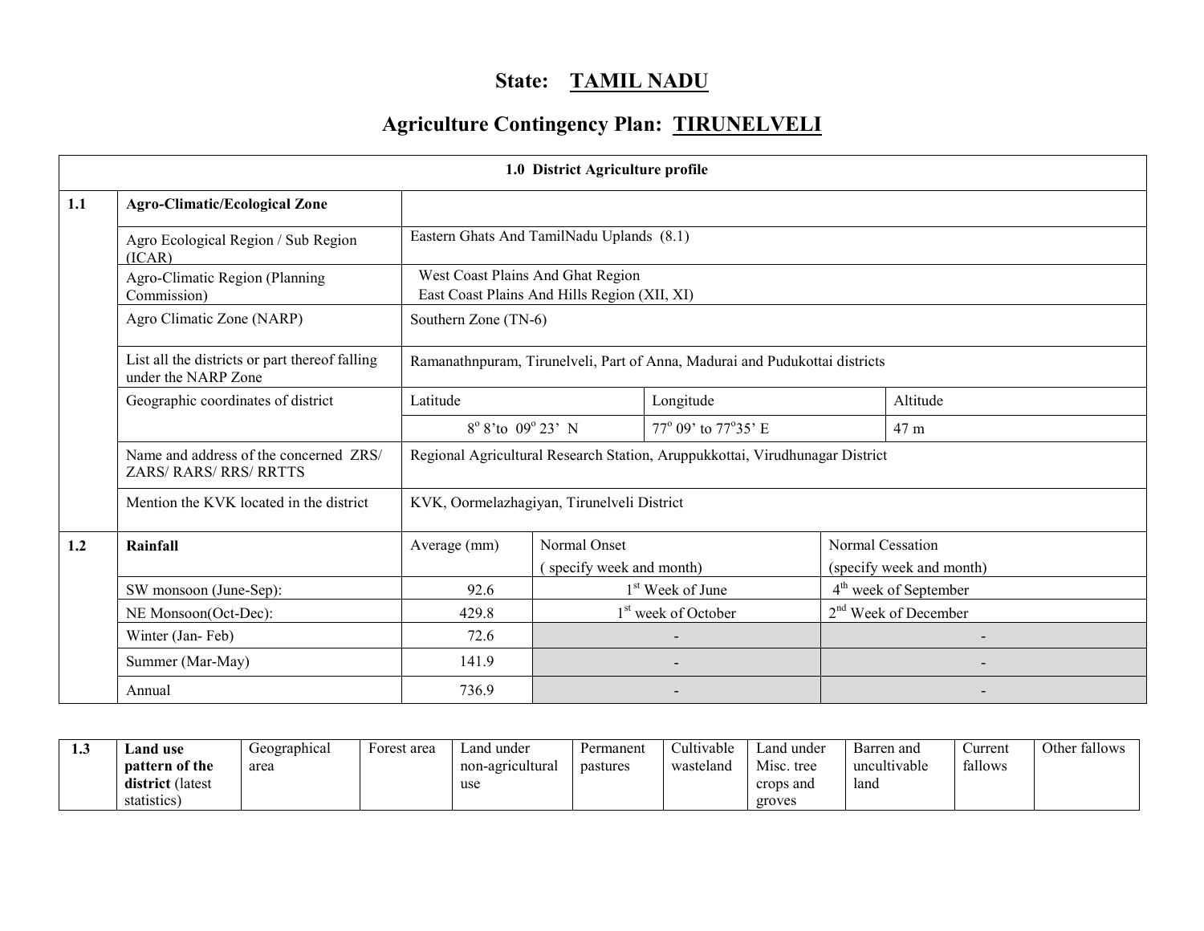# State: TAMIL NADU

## Agriculture Contingency Plan: TIRUNELVELI

| 1.0 District Agriculture profile | | | | |
|---|---|---|---|---|
| 1.1 | **Agro-Climatic/Ecological Zone** | | | |
| | Agro Ecological Region / Sub Region (ICAR) | Eastern Ghats And TamilNadu Uplands (8.1) | | |
| | Agro-Climatic Region (Planning Commission) | West Coast Plains And Ghat Region<br>East Coast Plains And Hills Region (XII, XI) | | |
| | Agro Climatic Zone (NARP) | Southern Zone (TN-6) | | |
| | List all the districts or part thereof falling under the NARP Zone | Ramanathnpuram, Tirunelveli, Part of Anna, Madurai and Pudukottai districts | | |
| | Geographic coordinates of district | Latitude | Longitude | Altitude |
| | | 8° 8'to 09° 23' N | 77° 09' to 77°35' E | 47 m |
| | Name and address of the concerned ZRS/ ZARS/ RARS/ RRS/ RRTTS | Regional Agricultural Research Station, Aruppukkottai, Virudhunagar District | | |
| | Mention the KVK located in the district | KVK, Oormelazhagiyan, Tirunelveli District | | |

| 1.2 | **Rainfall** | Average (mm) | Normal Onset (specify week and month) | Normal Cessation (specify week and month) |
|---|---|---|---|---|
| | SW monsoon (June-Sep): | 92.6 | 1st Week of June | 4th week of September |
| | NE Monsoon(Oct-Dec): | 429.8 | 1st week of October | 2nd Week of December |
| | Winter (Jan- Feb) | 72.6 | - | - |
| | Summer (Mar-May) | 141.9 | - | - |
| | Annual | 736.9 | - | - |

| 1.3 | **Land use pattern of the district** (latest statistics) | Geographical area | Forest area | Land under non-agricultural use | Permanent pastures | Cultivable wasteland | Land under Misc. tree crops and groves | Barren and uncultivable land | Current fallows | Other fallows |
|---|---|---|---|---|---|---|---|---|---|---|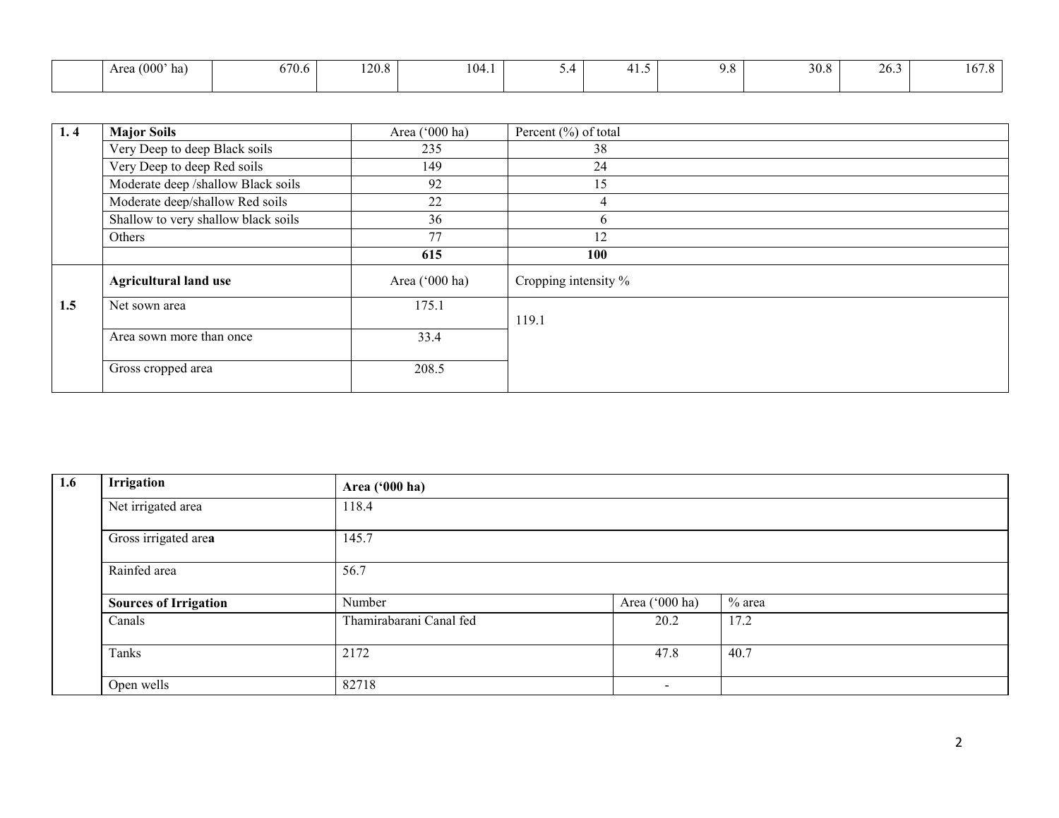|  | Area (000' ha) | 670.6 | 120.8 | 104.1 | 5.4 | 41.5 | 9.8 | 30.8 | 26.3 | 167.8 |
|---|---|---|---|---|---|---|---|---|---|---|

| 1. 4 | **Major Soils** | Area ('000 ha) | Percent (%) of total |
|---|---|---|---|
|  | Very Deep to deep Black soils | 235 | 38 |
|  | Very Deep to deep Red soils | 149 | 24 |
|  | Moderate deep /shallow Black soils | 92 | 15 |
|  | Moderate deep/shallow Red soils | 22 | 4 |
|  | Shallow to very shallow black soils | 36 | 6 |
|  | Others | 77 | 12 |
|  |  | **615** | **100** |
|  | **Agricultural land use** | Area ('000 ha) | Cropping intensity % |
| **1.5** | Net sown area | 175.1 | 119.1 |
|  | Area sown more than once | 33.4 |  |
|  | Gross cropped area | 208.5 |  |

| 1.6 | **Irrigation** | **Area ('000 ha)** |  |  |
|---|---|---|---|---|
|  | Net irrigated area | 118.4 |  |  |
|  | Gross irrigated area | 145.7 |  |  |
|  | Rainfed area | 56.7 |  |  |
|  | **Sources of Irrigation** | Number | Area ('000 ha) | % area |
|  | Canals | Thamirabarani Canal fed | 20.2 | 17.2 |
|  | Tanks | 2172 | 47.8 | 40.7 |
|  | Open wells | 82718 | - |  |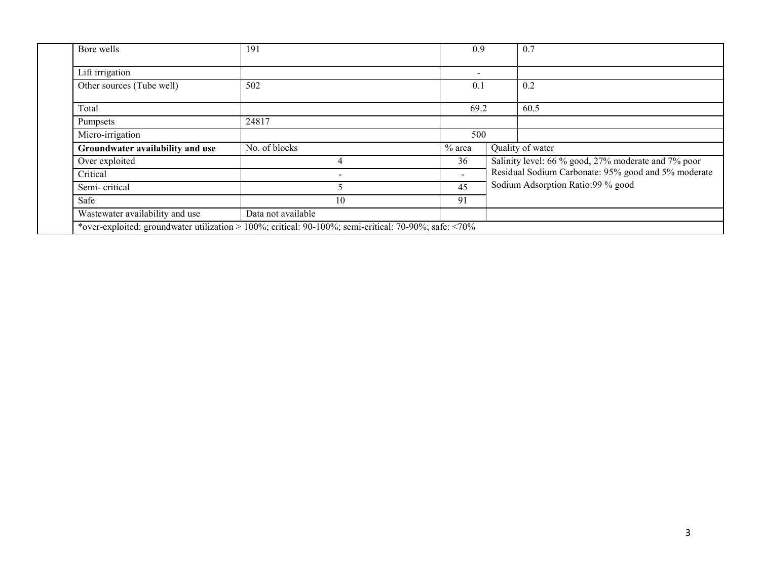| | | | | |
|---|---|---|---|---|
| | Bore wells | 191 | 0.9 | 0.7 |
| | Lift irrigation | | - | |
| | Other sources (Tube well) | 502 | 0.1 | 0.2 |
| | Total | | 69.2 | 60.5 |
| | Pumpsets | 24817 | | |
| | Micro-irrigation | | 500 | |
| | **Groundwater availability and use** | No. of blocks | % area | Quality of water |
| | Over exploited | 4 | 36 | Salinity level: 66 % good, 27% moderate and 7% poor<br>Residual Sodium Carbonate: 95% good and 5% moderate<br>Sodium Adsorption Ratio:99 % good |
| | Critical | - | - | |
| | Semi- critical | 5 | 45 | |
| | Safe | 10 | 91 | |
| | Wastewater availability and use | Data not available | | |
| | *over-exploited: groundwater utilization > 100%; critical: 90-100%; semi-critical: 70-90%; safe: <70% | | | |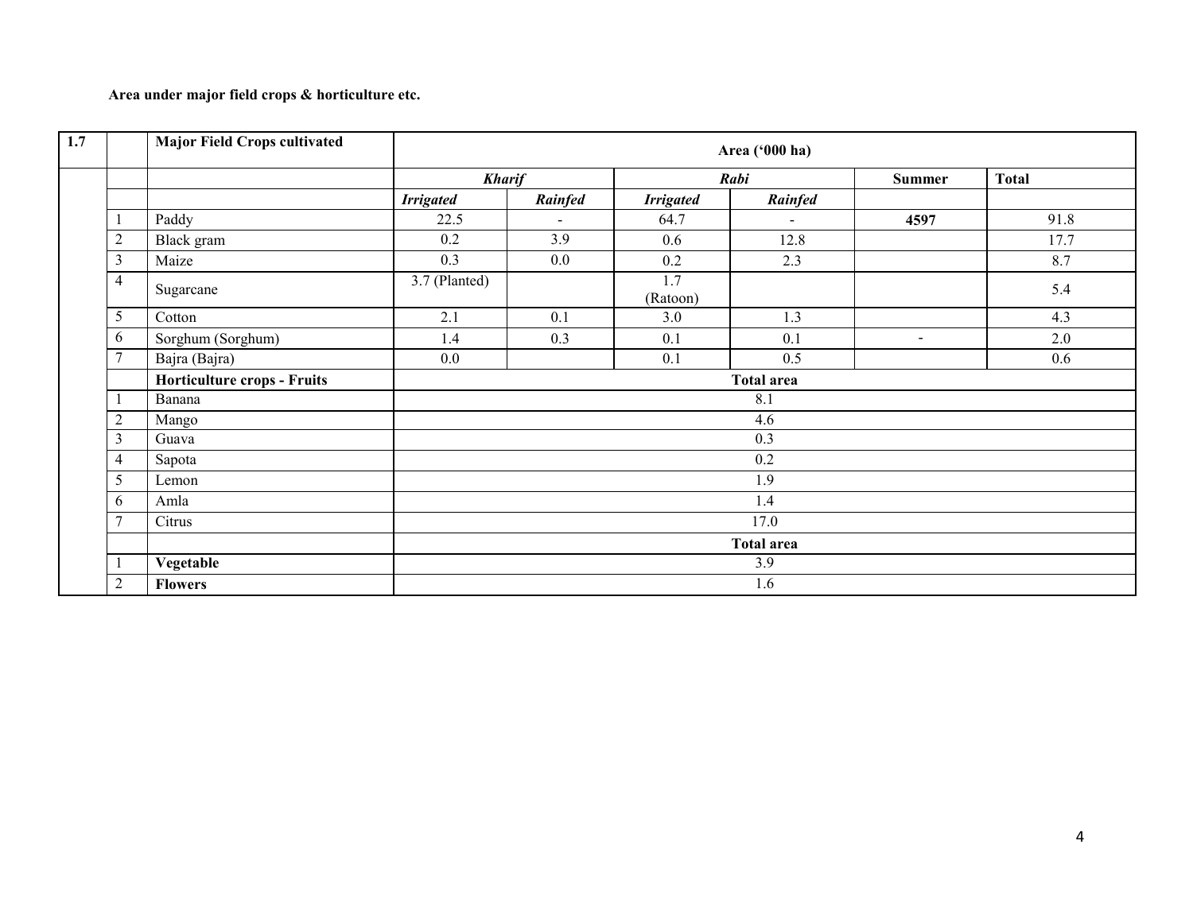**Area under major field crops & horticulture etc.**

| 1.7 | | Major Field Crops cultivated | Area ('000 ha) | | | | | |
|---|---|---|---|---|---|---|---|---|
| | | | ***Kharif*** | | ***Rabi*** | | **Summer** | **Total** |
| | | | ***Irrigated*** | ***Rainfed*** | ***Irrigated*** | ***Rainfed*** | | |
| | 1 | Paddy | 22.5 | - | 64.7 | - | **4597** | 91.8 |
| | 2 | Black gram | 0.2 | 3.9 | 0.6 | 12.8 | | 17.7 |
| | 3 | Maize | 0.3 | 0.0 | 0.2 | 2.3 | | 8.7 |
| | 4 | Sugarcane | 3.7 (Planted) | | 1.7 (Ratoon) | | | 5.4 |
| | 5 | Cotton | 2.1 | 0.1 | 3.0 | 1.3 | | 4.3 |
| | 6 | Sorghum (Sorghum) | 1.4 | 0.3 | 0.1 | 0.1 | - | 2.0 |
| | 7 | Bajra (Bajra) | 0.0 | | 0.1 | 0.5 | | 0.6 |
| | | **Horticulture crops - Fruits** | **Total area** | | | | | |
| | 1 | Banana | 8.1 | | | | | |
| | 2 | Mango | 4.6 | | | | | |
| | 3 | Guava | 0.3 | | | | | |
| | 4 | Sapota | 0.2 | | | | | |
| | 5 | Lemon | 1.9 | | | | | |
| | 6 | Amla | 1.4 | | | | | |
| | 7 | Citrus | 17.0 | | | | | |
| | | | **Total area** | | | | | |
| | 1 | **Vegetable** | 3.9 | | | | | |
| | 2 | **Flowers** | 1.6 | | | | | |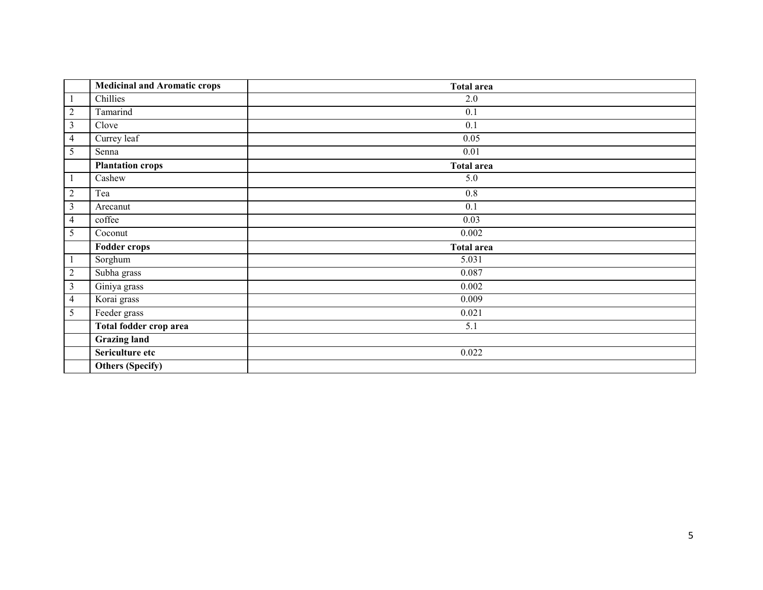| | **Medicinal and Aromatic crops** | **Total area** |
|---|---|---|
| 1 | Chillies | 2.0 |
| 2 | Tamarind | 0.1 |
| 3 | Clove | 0.1 |
| 4 | Currey leaf | 0.05 |
| 5 | Senna | 0.01 |
| | **Plantation crops** | **Total area** |
| 1 | Cashew | 5.0 |
| 2 | Tea | 0.8 |
| 3 | Arecanut | 0.1 |
| 4 | coffee | 0.03 |
| 5 | Coconut | 0.002 |
| | **Fodder crops** | **Total area** |
| 1 | Sorghum | 5.031 |
| 2 | Subha grass | 0.087 |
| 3 | Giniya grass | 0.002 |
| 4 | Korai grass | 0.009 |
| 5 | Feeder grass | 0.021 |
| | **Total fodder crop area** | 5.1 |
| | **Grazing land** | |
| | **Sericulture etc** | 0.022 |
| | **Others (Specify)** | |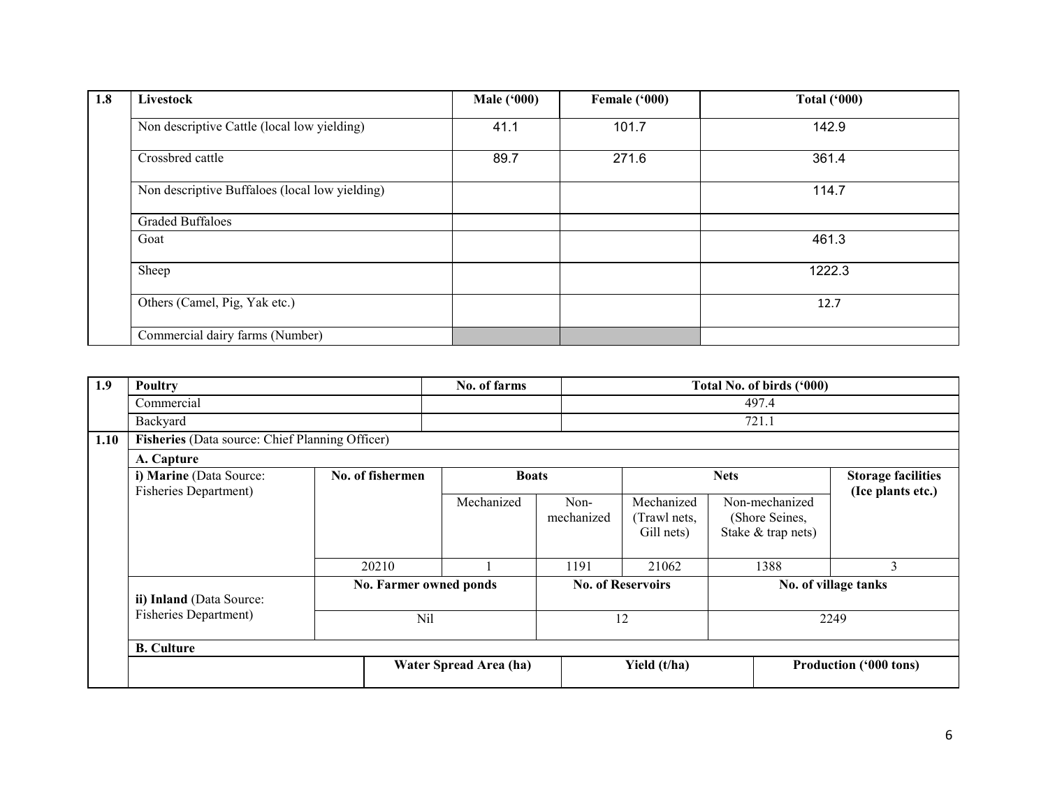| 1.8 | Livestock | Male ('000) | Female ('000) | Total ('000) |
|---|---|---|---|---|
| | Non descriptive Cattle (local low yielding) | 41.1 | 101.7 | 142.9 |
| | Crossbred cattle | 89.7 | 271.6 | 361.4 |
| | Non descriptive Buffaloes (local low yielding) | | | 114.7 |
| | Graded Buffaloes | | | |
| | Goat | | | 461.3 |
| | Sheep | | | 1222.3 |
| | Others (Camel, Pig, Yak etc.) | | | 12.7 |
| | Commercial dairy farms (Number) | | | |

| 1.9 | Poultry | No. of farms | Total No. of birds ('000) |
|---|---|---|---|
| | Commercial | | 497.4 |
| | Backyard | | 721.1 |

**1.10 Fisheries** (Data source: Chief Planning Officer)

**A. Capture**

| | No. of fishermen | Boats | | Nets | | Storage facilities (Ice plants etc.) |
|---|---|---|---|---|---|---|
| | | Mechanized | Non-mechanized | Mechanized (Trawl nets, Gill nets) | Non-mechanized (Shore Seines, Stake & trap nets) | |
| **i) Marine** (Data Source: Fisheries Department) | 20210 | 1 | 1191 | 21062 | 1388 | 3 |

| | No. Farmer owned ponds | No. of Reservoirs | No. of village tanks |
|---|---|---|---|
| **ii) Inland** (Data Source: Fisheries Department) | Nil | 12 | 2249 |

**B. Culture**

| | Water Spread Area (ha) | Yield (t/ha) | Production ('000 tons) |
|---|---|---|---|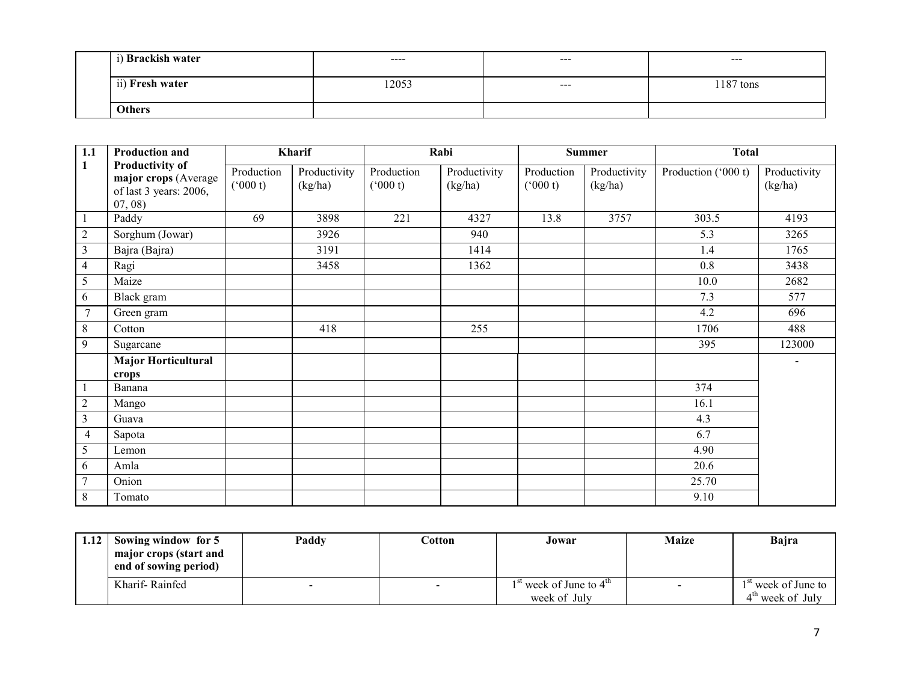| | i) **Brackish water** | ---- | --- | --- |
|---|---|---|---|---|
| | ii) **Fresh water** | 12053 | --- | 1187 tons |
| | **Others** | | | |

| **1.11** | **Production and Productivity of major crops** (Average of last 3 years: 2006, 07, 08) | **Kharif** | | **Rabi** | | **Summer** | | **Total** | |
|---|---|---|---|---|---|---|---|---|---|
| | | Production ('000 t) | Productivity (kg/ha) | Production ('000 t) | Productivity (kg/ha) | Production ('000 t) | Productivity (kg/ha) | Production ('000 t) | Productivity (kg/ha) |
| 1 | Paddy | 69 | 3898 | 221 | 4327 | 13.8 | 3757 | 303.5 | 4193 |
| 2 | Sorghum (Jowar) | | 3926 | | 940 | | | 5.3 | 3265 |
| 3 | Bajra (Bajra) | | 3191 | | 1414 | | | 1.4 | 1765 |
| 4 | Ragi | | 3458 | | 1362 | | | 0.8 | 3438 |
| 5 | Maize | | | | | | | 10.0 | 2682 |
| 6 | Black gram | | | | | | | 7.3 | 577 |
| 7 | Green gram | | | | | | | 4.2 | 696 |
| 8 | Cotton | | 418 | | 255 | | | 1706 | 488 |
| 9 | Sugarcane | | | | | | | 395 | 123000 |
| | **Major Horticultural crops** | | | | | | | | - |
| 1 | Banana | | | | | | | 374 | |
| 2 | Mango | | | | | | | 16.1 | |
| 3 | Guava | | | | | | | 4.3 | |
| 4 | Sapota | | | | | | | 6.7 | |
| 5 | Lemon | | | | | | | 4.90 | |
| 6 | Amla | | | | | | | 20.6 | |
| 7 | Onion | | | | | | | 25.70 | |
| 8 | Tomato | | | | | | | 9.10 | |

| **1.12** | **Sowing window for 5 major crops (start and end of sowing period)** | **Paddy** | **Cotton** | **Jowar** | **Maize** | **Bajra** |
|---|---|---|---|---|---|---|
| | Kharif- Rainfed | - | - | 1st week of June to 4th week of July | - | 1st week of June to 4th week of July |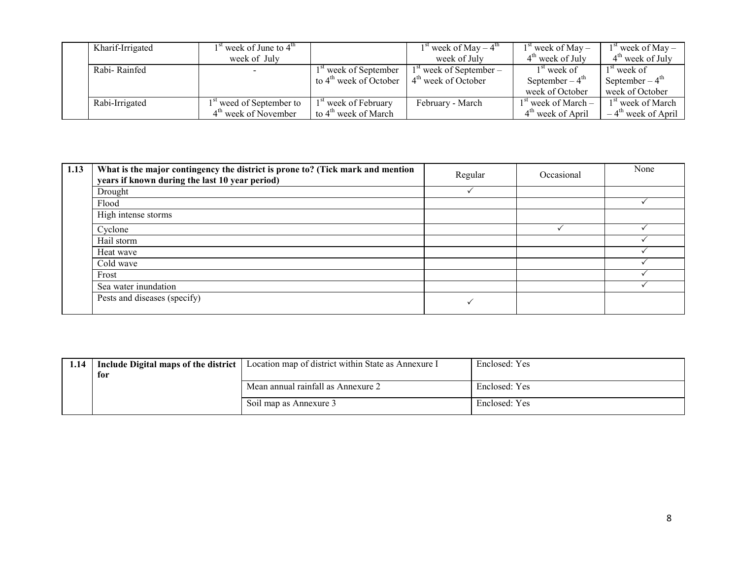| | Kharif-Irrigated | 1st week of June to 4th week of July | | 1st week of May – 4th week of July | 1st week of May – 4th week of July | 1st week of May – 4th week of July |
|---|---|---|---|---|---|---|
| | Rabi- Rainfed | - | 1st week of September to 4th week of October | 1st week of September – 4th week of October | 1st week of September – 4th week of October | 1st week of September – 4th week of October |
| | Rabi-Irrigated | 1st weed of September to 4th week of November | 1st week of February to 4th week of March | February - March | 1st week of March – 4th week of April | 1st week of March – 4th week of April |

| 1.13 | **What is the major contingency the district is prone to? (Tick mark and mention years if known during the last 10 year period)** | Regular | Occasional | None |
|---|---|---|---|---|
| | Drought | ✓ | | |
| | Flood | | | ✓ |
| | High intense storms | | | |
| | Cyclone | | ✓ | ✓ |
| | Hail storm | | | ✓ |
| | Heat wave | | | ✓ |
| | Cold wave | | | ✓ |
| | Frost | | | ✓ |
| | Sea water inundation | | | ✓ |
| | Pests and diseases (specify) | ✓ | | |

| 1.14 | **Include Digital maps of the district for** | Location map of district within State as Annexure I | Enclosed: Yes |
|---|---|---|---|
| | | Mean annual rainfall as Annexure 2 | Enclosed: Yes |
| | | Soil map as Annexure 3 | Enclosed: Yes |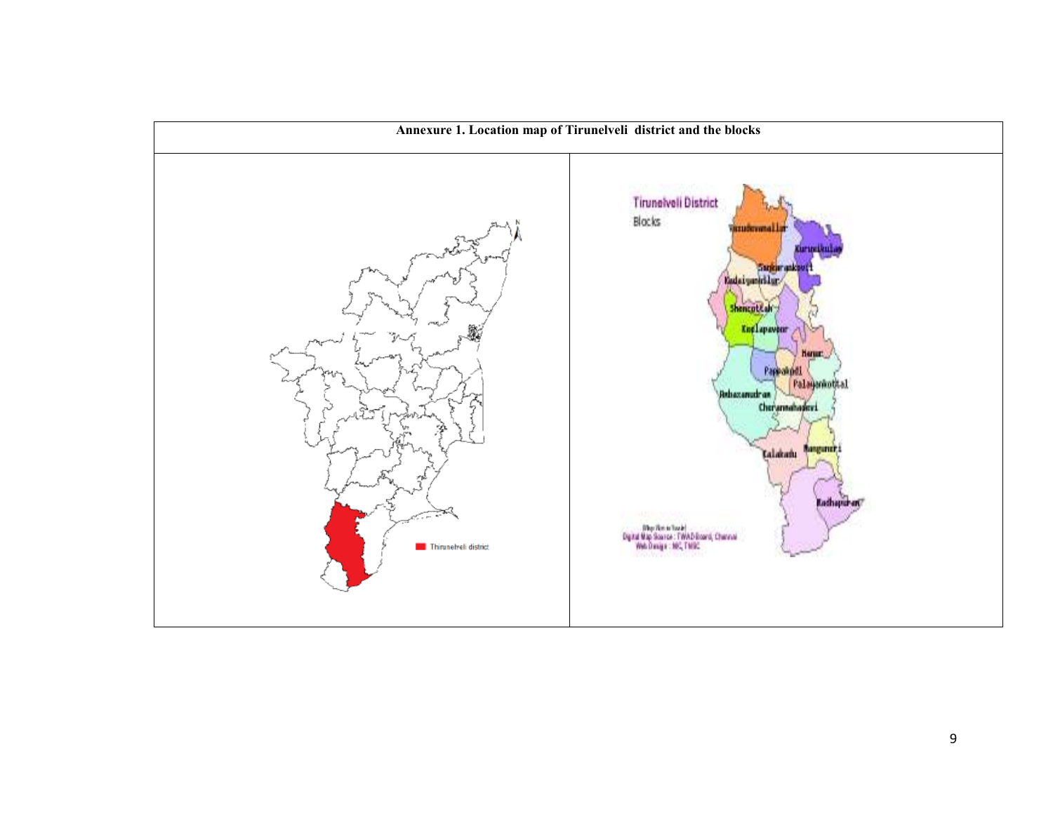**Annexure 1. Location map of Tirunelveli district and the blocks**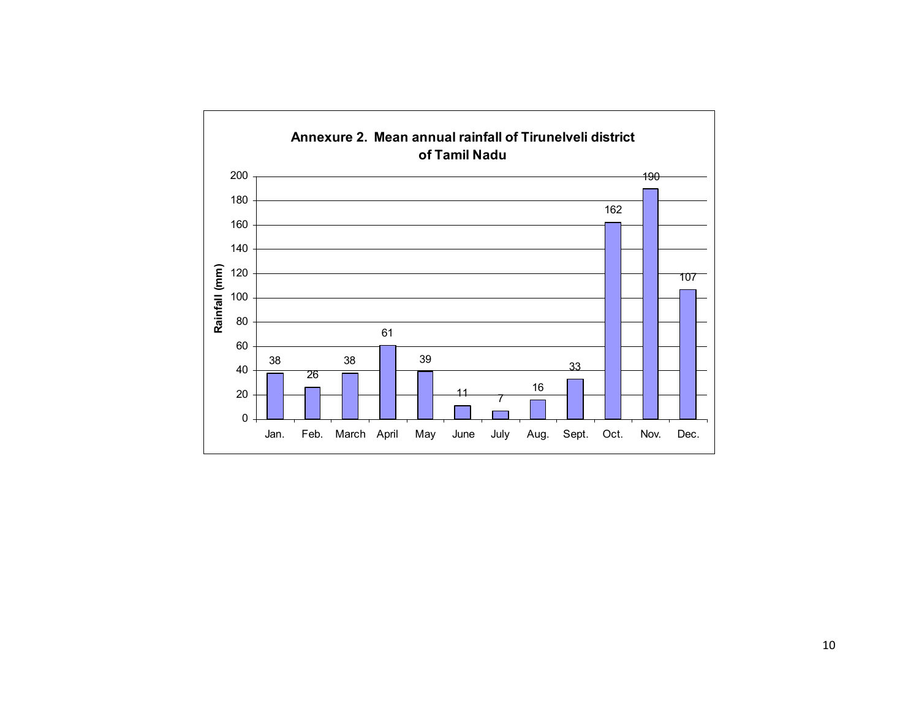**Annexure 2. Mean annual rainfall of Tirunelveli district of Tamil Nadu**

| Month | Rainfall (mm) |
|---|---|
| Jan. | 38 |
| Feb. | 26 |
| March | 38 |
| April | 61 |
| May | 39 |
| June | 11 |
| July | 7 |
| Aug. | 16 |
| Sept. | 33 |
| Oct. | 162 |
| Nov. | 190 |
| Dec. | 107 |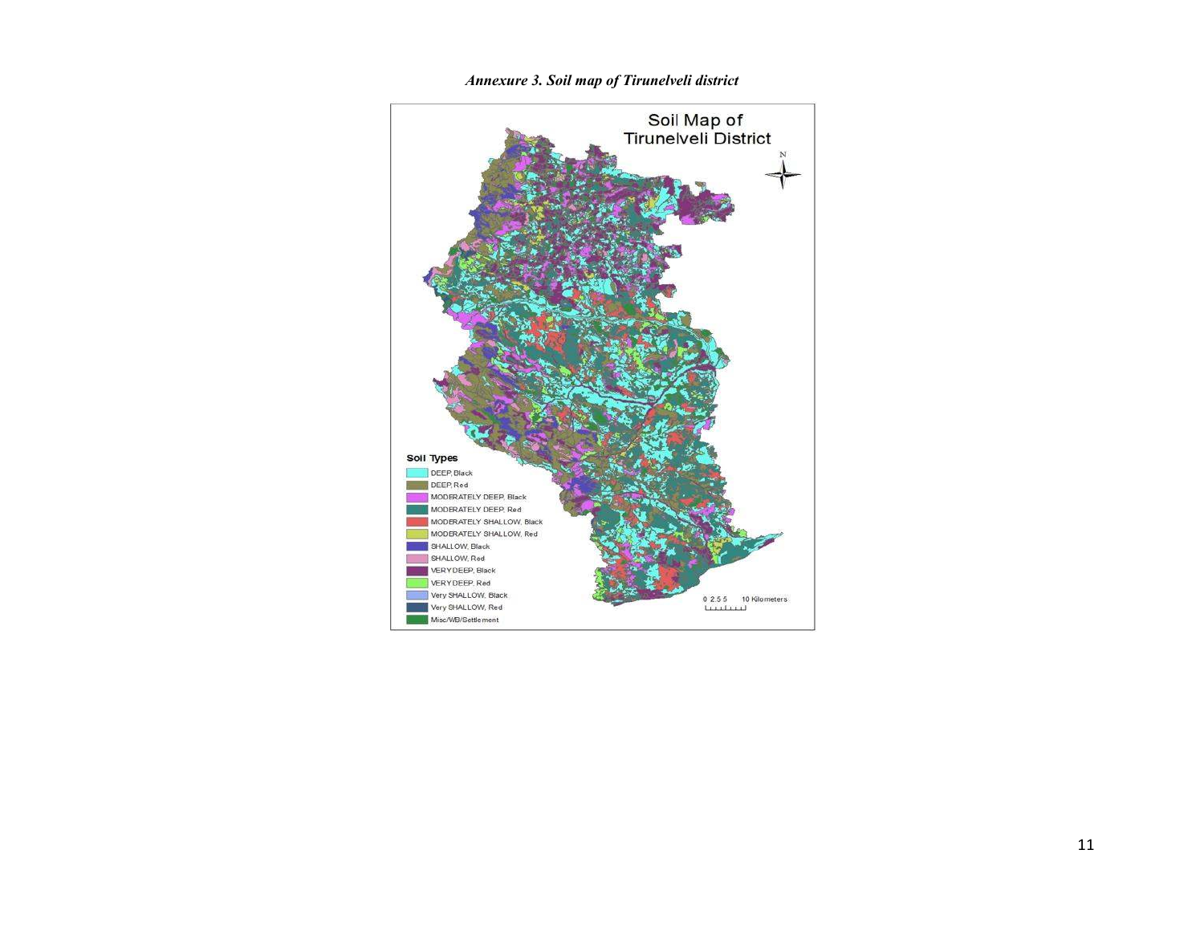*Annexure 3. Soil map of Tirunelveli district*

Soil Map of Tirunelveli District

**Soil Types**

- DEEP, Black
- DEEP, Red
- MODERATELY DEEP, Black
- MODERATELY DEEP, Red
- MODERATELY SHALLOW, Black
- MODERATELY SHALLOW, Red
- SHALLOW, Black
- SHALLOW, Red
- VERY DEEP, Black
- VERY DEEP, Red
- Very SHALLOW, Black
- Very SHALLOW, Red
- Misc/WB/Settlement

0 2.5 5 10 Kilometers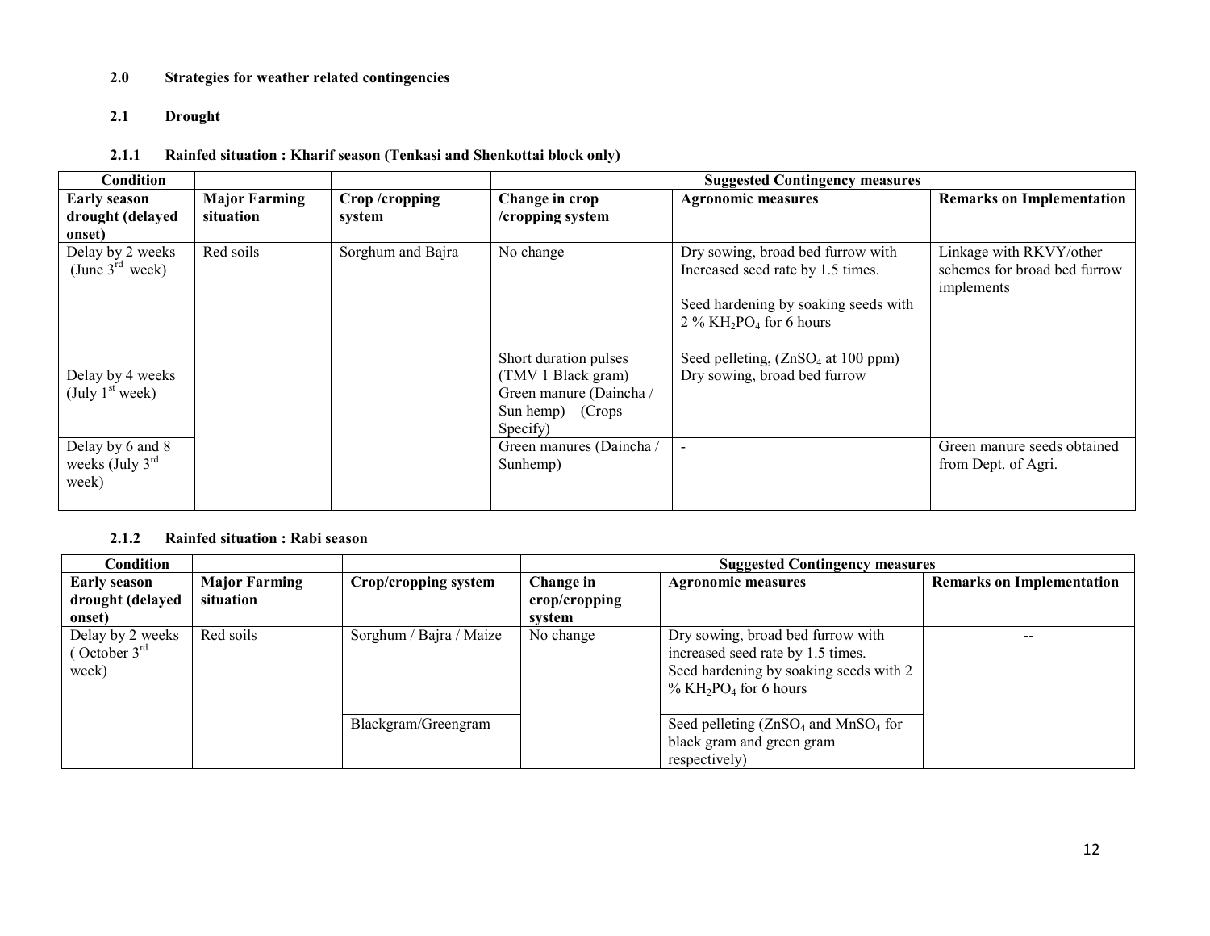## 2.0 Strategies for weather related contingencies

### 2.1 Drought

#### 2.1.1 Rainfed situation : Kharif season (Tenkasi and Shenkottai block only)

| Condition | | | Suggested Contingency measures | | |
|---|---|---|---|---|---|
| **Early season drought (delayed onset)** | **Major Farming situation** | **Crop /cropping system** | **Change in crop /cropping system** | **Agronomic measures** | **Remarks on Implementation** |
| Delay by 2 weeks (June 3rd week) | Red soils | Sorghum and Bajra | No change | Dry sowing, broad bed furrow with Increased seed rate by 1.5 times.<br><br>Seed hardening by soaking seeds with 2 % $KH_2PO_4$ for 6 hours | Linkage with RKVY/other schemes for broad bed furrow implements |
| Delay by 4 weeks (July 1st week) | | | Short duration pulses (TMV 1 Black gram) Green manure (Daincha / Sun hemp) (Crops Specify) | Seed pelleting, ($ZnSO_4$ at 100 ppm) Dry sowing, broad bed furrow | |
| Delay by 6 and 8 weeks (July 3rd week) | | | Green manures (Daincha / Sunhemp) | - | Green manure seeds obtained from Dept. of Agri. |

#### 2.1.2 Rainfed situation : Rabi season

| Condition | | | Suggested Contingency measures | | |
|---|---|---|---|---|---|
| **Early season drought (delayed onset)** | **Major Farming situation** | **Crop/cropping system** | **Change in crop/cropping system** | **Agronomic measures** | **Remarks on Implementation** |
| Delay by 2 weeks ( October 3rd week) | Red soils | Sorghum / Bajra / Maize | No change | Dry sowing, broad bed furrow with increased seed rate by 1.5 times.<br>Seed hardening by soaking seeds with 2 % $KH_2PO_4$ for 6 hours | -- |
| | | Blackgram/Greengram | | Seed pelleting ($ZnSO_4$ and $MnSO_4$ for black gram and green gram respectively) | |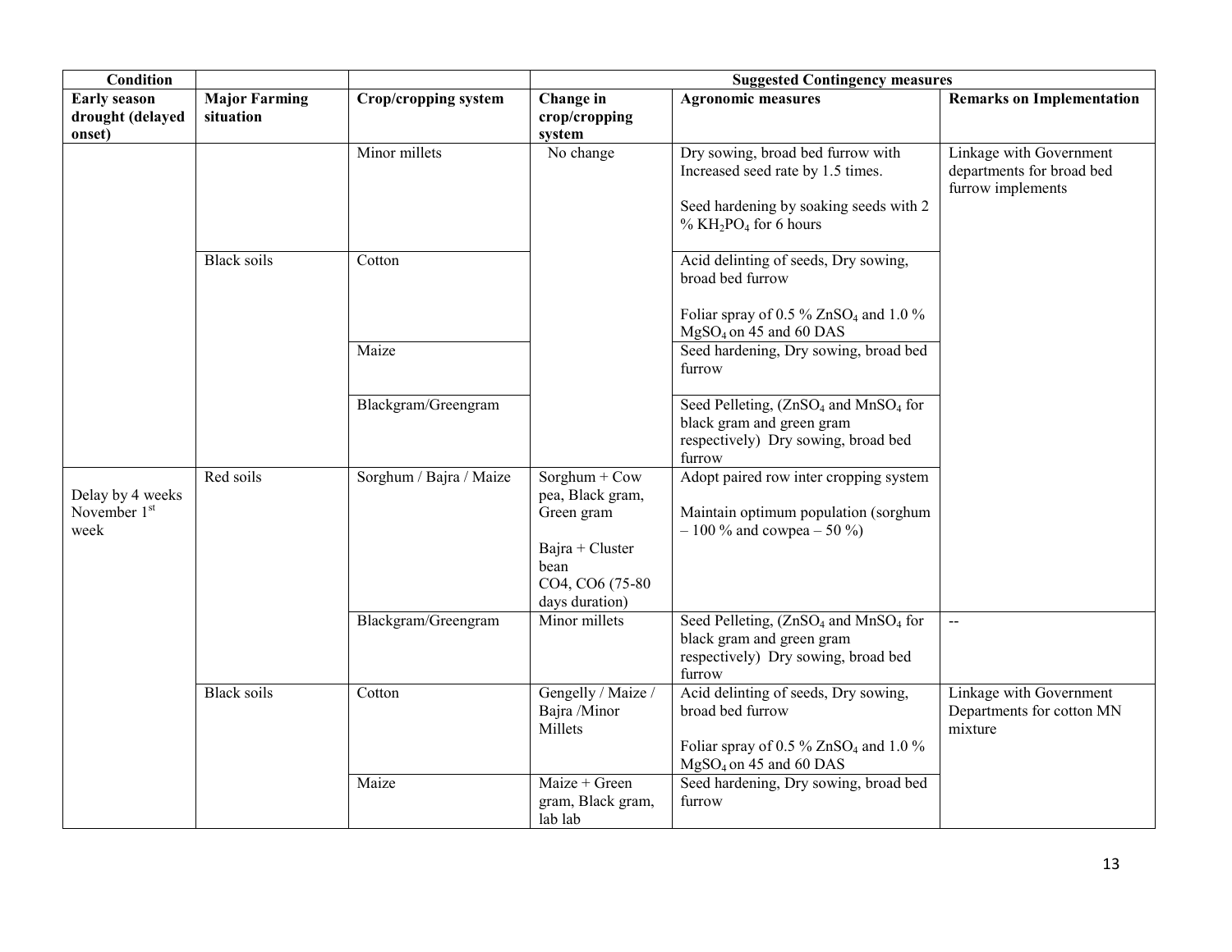| Condition | | | Suggested Contingency measures | | |
|---|---|---|---|---|---|
| **Early season drought (delayed onset)** | **Major Farming situation** | **Crop/cropping system** | **Change in crop/cropping system** | **Agronomic measures** | **Remarks on Implementation** |
| | | Minor millets | No change | Dry sowing, broad bed furrow with Increased seed rate by 1.5 times.<br><br>Seed hardening by soaking seeds with 2 % $KH_2PO_4$ for 6 hours | Linkage with Government departments for broad bed furrow implements |
| | Black soils | Cotton | | Acid delinting of seeds, Dry sowing, broad bed furrow<br><br>Foliar spray of 0.5 % $ZnSO_4$ and 1.0 % $MgSO_4$ on 45 and 60 DAS | |
| | | Maize | | Seed hardening, Dry sowing, broad bed furrow | |
| | | Blackgram/Greengram | | Seed Pelleting, ($ZnSO_4$ and $MnSO_4$ for black gram and green gram respectively) Dry sowing, broad bed furrow | |
| Delay by 4 weeks November 1st week | Red soils | Sorghum / Bajra / Maize | Sorghum + Cow pea, Black gram, Green gram<br><br>Bajra + Cluster bean<br>CO4, CO6 (75-80 days duration) | Adopt paired row inter cropping system<br><br>Maintain optimum population (sorghum – 100 % and cowpea – 50 %) | |
| | | Blackgram/Greengram | Minor millets | Seed Pelleting, ($ZnSO_4$ and $MnSO_4$ for black gram and green gram respectively) Dry sowing, broad bed furrow | -- |
| | Black soils | Cotton | Gengelly / Maize / Bajra /Minor Millets | Acid delinting of seeds, Dry sowing, broad bed furrow<br><br>Foliar spray of 0.5 % $ZnSO_4$ and 1.0 % $MgSO_4$ on 45 and 60 DAS | Linkage with Government Departments for cotton MN mixture |
| | | Maize | Maize + Green gram, Black gram, lab lab | Seed hardening, Dry sowing, broad bed furrow | |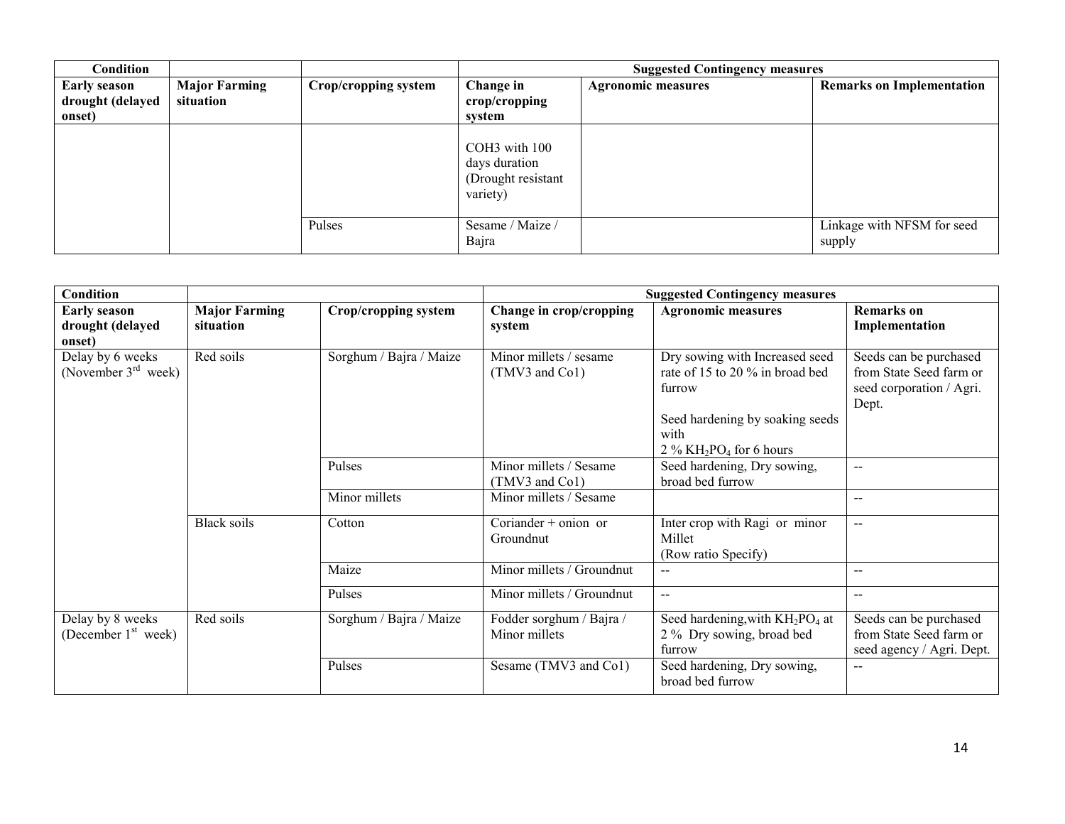| Condition | | | Suggested Contingency measures | | |
|---|---|---|---|---|---|
| **Early season drought (delayed onset)** | **Major Farming situation** | **Crop/cropping system** | **Change in crop/cropping system** | **Agronomic measures** | **Remarks on Implementation** |
| | | | COH3 with 100 days duration (Drought resistant variety) | | |
| | | Pulses | Sesame / Maize / Bajra | | Linkage with NFSM for seed supply |

| Condition | | | Suggested Contingency measures | | |
|---|---|---|---|---|---|
| **Early season drought (delayed onset)** | **Major Farming situation** | **Crop/cropping system** | **Change in crop/cropping system** | **Agronomic measures** | **Remarks on Implementation** |
| Delay by 6 weeks (November 3rd week) | Red soils | Sorghum / Bajra / Maize | Minor millets / sesame (TMV3 and Co1) | Dry sowing with Increased seed rate of 15 to 20 % in broad bed furrow<br><br>Seed hardening by soaking seeds with 2 % $KH_2PO_4$ for 6 hours | Seeds can be purchased from State Seed farm or seed corporation / Agri. Dept. |
| | | Pulses | Minor millets / Sesame (TMV3 and Co1) | Seed hardening, Dry sowing, broad bed furrow | -- |
| | | Minor millets | Minor millets / Sesame | | -- |
| | Black soils | Cotton | Coriander + onion or Groundnut | Inter crop with Ragi or minor Millet (Row ratio Specify) | -- |
| | | Maize | Minor millets / Groundnut | -- | -- |
| | | Pulses | Minor millets / Groundnut | -- | -- |
| Delay by 8 weeks (December 1st week) | Red soils | Sorghum / Bajra / Maize | Fodder sorghum / Bajra / Minor millets | Seed hardening,with $KH_2PO_4$ at 2 % Dry sowing, broad bed furrow | Seeds can be purchased from State Seed farm or seed agency / Agri. Dept. |
| | | Pulses | Sesame (TMV3 and Co1) | Seed hardening, Dry sowing, broad bed furrow | -- |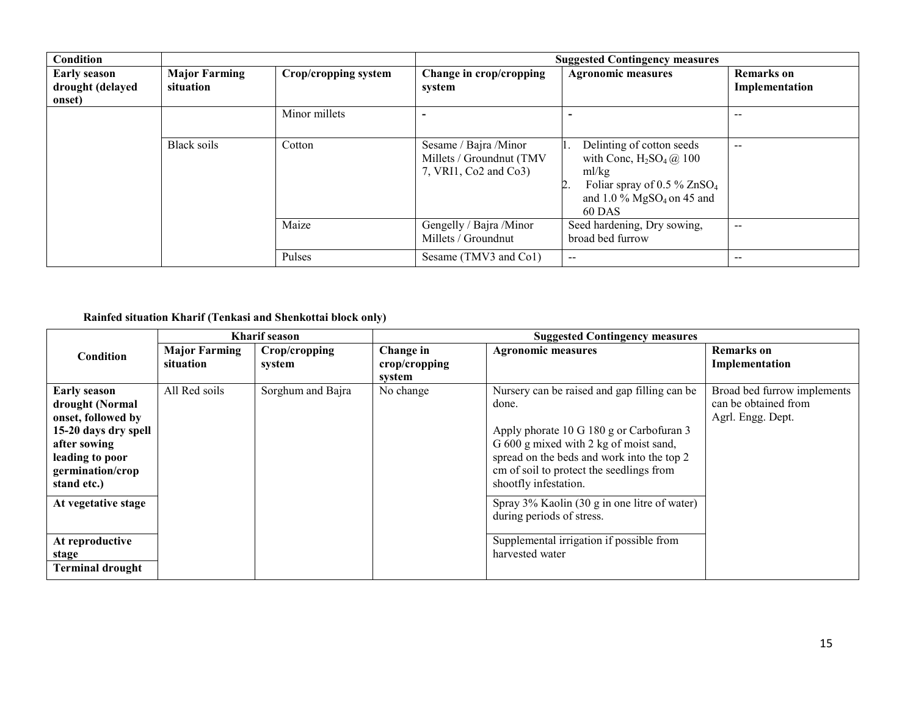| Condition | | | Suggested Contingency measures | | |
|---|---|---|---|---|---|
| **Early season drought (delayed onset)** | **Major Farming situation** | **Crop/cropping system** | **Change in crop/cropping system** | **Agronomic measures** | **Remarks on Implementation** |
| | | Minor millets | - | - | -- |
| | Black soils | Cotton | Sesame / Bajra /Minor Millets / Groundnut (TMV 7, VRI1, Co2 and Co3) | 1. Delinting of cotton seeds with Conc, $H_2SO_4$ @ 100 ml/kg 2. Foliar spray of 0.5 % $ZnSO_4$ and 1.0 % $MgSO_4$ on 45 and 60 DAS | -- |
| | | Maize | Gengelly / Bajra /Minor Millets / Groundnut | Seed hardening, Dry sowing, broad bed furrow | -- |
| | | Pulses | Sesame (TMV3 and Co1) | -- | -- |

**Rainfed situation Kharif (Tenkasi and Shenkottai block only)**

| Condition | Kharif season | | Suggested Contingency measures | | |
|---|---|---|---|---|---|
| | **Major Farming situation** | **Crop/cropping system** | **Change in crop/cropping system** | **Agronomic measures** | **Remarks on Implementation** |
| **Early season drought (Normal onset, followed by 15-20 days dry spell after sowing leading to poor germination/crop stand etc.)** | All Red soils | Sorghum and Bajra | No change | Nursery can be raised and gap filling can be done.<br><br>Apply phorate 10 G 180 g or Carbofuran 3 G 600 g mixed with 2 kg of moist sand, spread on the beds and work into the top 2 cm of soil to protect the seedlings from shootfly infestation. | Broad bed furrow implements can be obtained from Agrl. Engg. Dept. |
| **At vegetative stage** | | | | Spray 3% Kaolin (30 g in one litre of water) during periods of stress. | |
| **At reproductive stage** | | | | Supplemental irrigation if possible from harvested water | |
| **Terminal drought** | | | | | |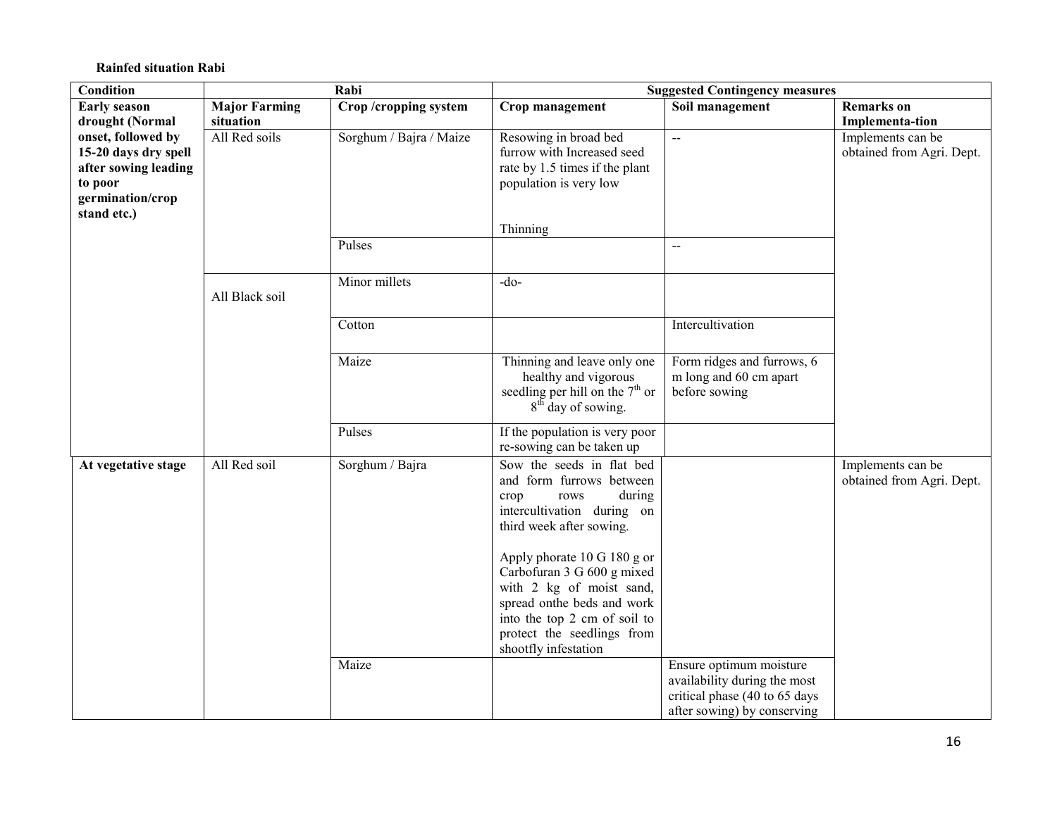**Rainfed situation Rabi**

| Condition | Rabi | | Suggested Contingency measures | | |
|---|---|---|---|---|---|
| | **Major Farming situation** | **Crop /cropping system** | **Crop management** | **Soil management** | **Remarks on Implementa-tion** |
| **Early season drought (Normal onset, followed by 15-20 days dry spell after sowing leading to poor germination/crop stand etc.)** | All Red soils | Sorghum / Bajra / Maize | Resowing in broad bed furrow with Increased seed rate by 1.5 times if the plant population is very low<br><br>Thinning | -- | Implements can be obtained from Agri. Dept. |
| | | Pulses | | -- | |
| | All Black soil | Minor millets | -do- | | |
| | | Cotton | | Intercultivation | |
| | | Maize | Thinning and leave only one healthy and vigorous seedling per hill on the 7th or 8th day of sowing. | Form ridges and furrows, 6 m long and 60 cm apart before sowing | |
| | | Pulses | If the population is very poor re-sowing can be taken up | | |
| **At vegetative stage** | All Red soil | Sorghum / Bajra | Sow the seeds in flat bed and form furrows between crop rows during intercultivation during on third week after sowing.<br><br>Apply phorate 10 G 180 g or Carbofuran 3 G 600 g mixed with 2 kg of moist sand, spread onthe beds and work into the top 2 cm of soil to protect the seedlings from shootfly infestation | | Implements can be obtained from Agri. Dept. |
| | | Maize | | Ensure optimum moisture availability during the most critical phase (40 to 65 days after sowing) by conserving | |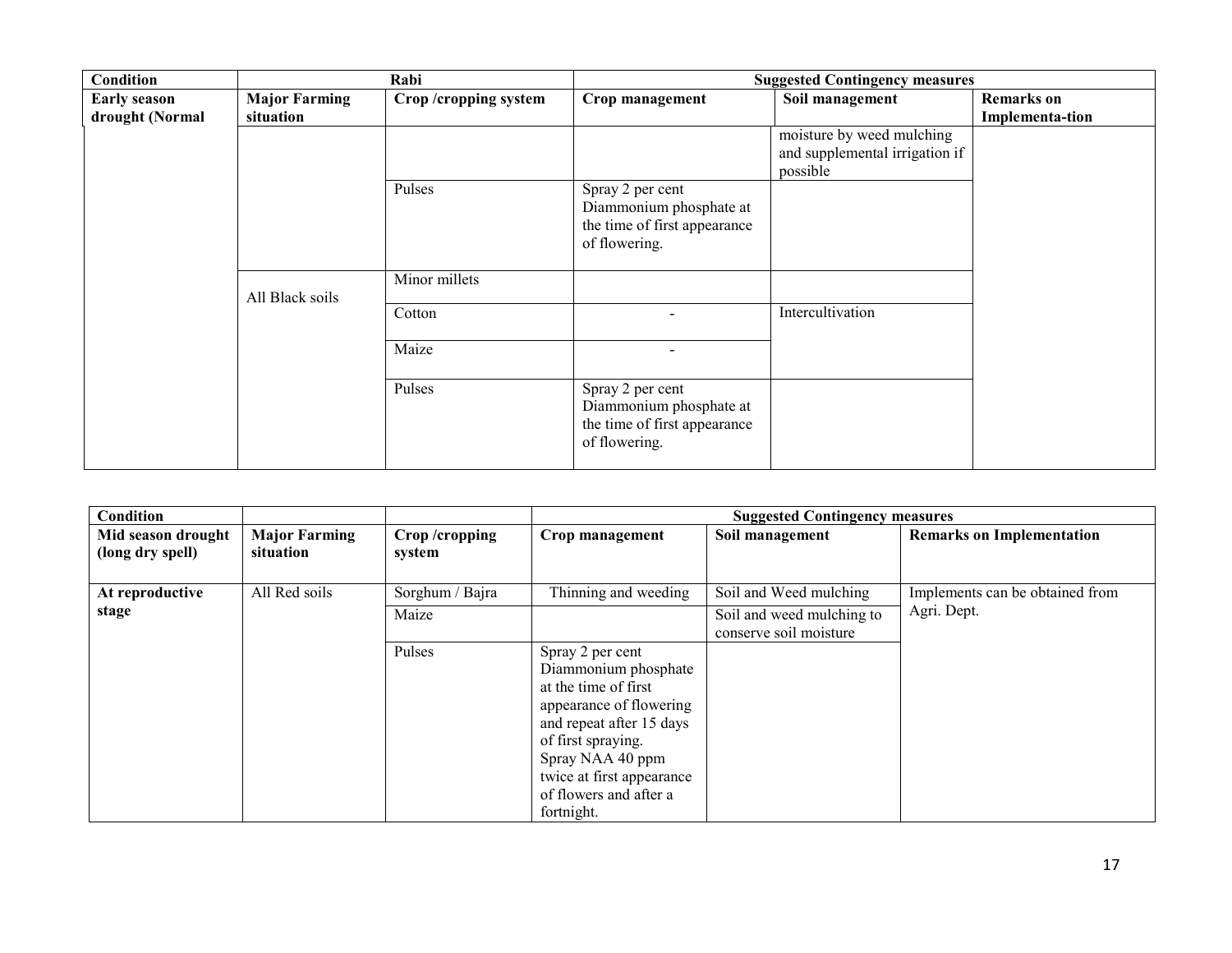| Condition | Rabi | | Suggested Contingency measures | | |
|---|---|---|---|---|---|
| Early season drought (Normal | Major Farming situation | Crop /cropping system | Crop management | Soil management | Remarks on Implementa-tion |
| | | | | moisture by weed mulching and supplemental irrigation if possible | |
| | | Pulses | Spray 2 per cent Diammonium phosphate at the time of first appearance of flowering. | | |
| | All Black soils | Minor millets | | | |
| | | Cotton | - | Intercultivation | |
| | | Maize | - | | |
| | | Pulses | Spray 2 per cent Diammonium phosphate at the time of first appearance of flowering. | | |

| Condition | | | Suggested Contingency measures | | |
|---|---|---|---|---|---|
| Mid season drought (long dry spell) | Major Farming situation | Crop /cropping system | Crop management | Soil management | Remarks on Implementation |
| At reproductive stage | All Red soils | Sorghum / Bajra | Thinning and weeding | Soil and Weed mulching | Implements can be obtained from Agri. Dept. |
| | | Maize | | Soil and weed mulching to conserve soil moisture | |
| | | Pulses | Spray 2 per cent Diammonium phosphate at the time of first appearance of flowering and repeat after 15 days of first spraying. Spray NAA 40 ppm twice at first appearance of flowers and after a fortnight. | | |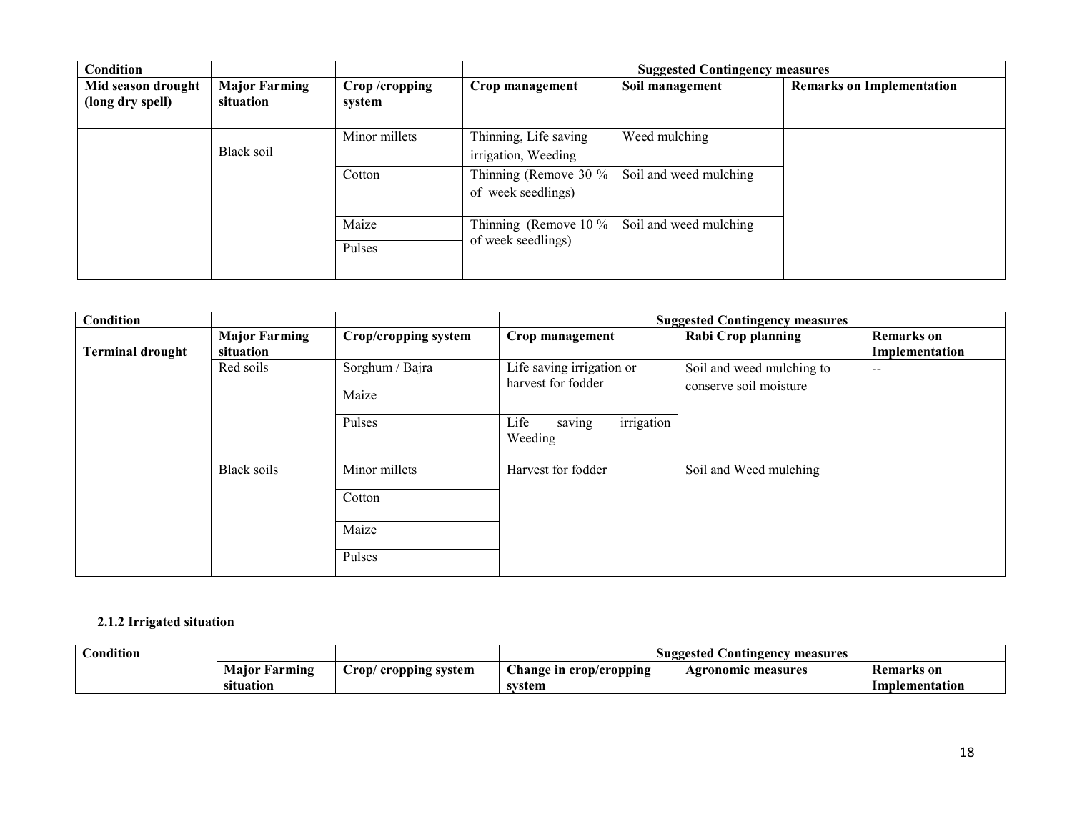| Condition | | | Suggested Contingency measures | | |
|---|---|---|---|---|---|
| Mid season drought (long dry spell) | Major Farming situation | Crop /cropping system | Crop management | Soil management | Remarks on Implementation |
| | Black soil | Minor millets | Thinning, Life saving irrigation, Weeding | Weed mulching | |
| | | Cotton | Thinning (Remove 30 % of week seedlings) | Soil and weed mulching | |
| | | Maize | Thinning (Remove 10 % of week seedlings) | Soil and weed mulching | |
| | | Pulses | | | |

| Condition | | | Suggested Contingency measures | | |
|---|---|---|---|---|---|
| Terminal drought | Major Farming situation | Crop/cropping system | Crop management | Rabi Crop planning | Remarks on Implementation |
| | Red soils | Sorghum / Bajra | Life saving irrigation or harvest for fodder | Soil and weed mulching to conserve soil moisture | -- |
| | | Maize | | | |
| | | Pulses | Life saving irrigation Weeding | | |
| | Black soils | Minor millets | Harvest for fodder | Soil and Weed mulching | |
| | | Cotton | | | |
| | | Maize | | | |
| | | Pulses | | | |

**2.1.2 Irrigated situation**

| Condition | | | Suggested Contingency measures | | |
|---|---|---|---|---|---|
| | Major Farming situation | Crop/ cropping system | Change in crop/cropping system | Agronomic measures | Remarks on Implementation |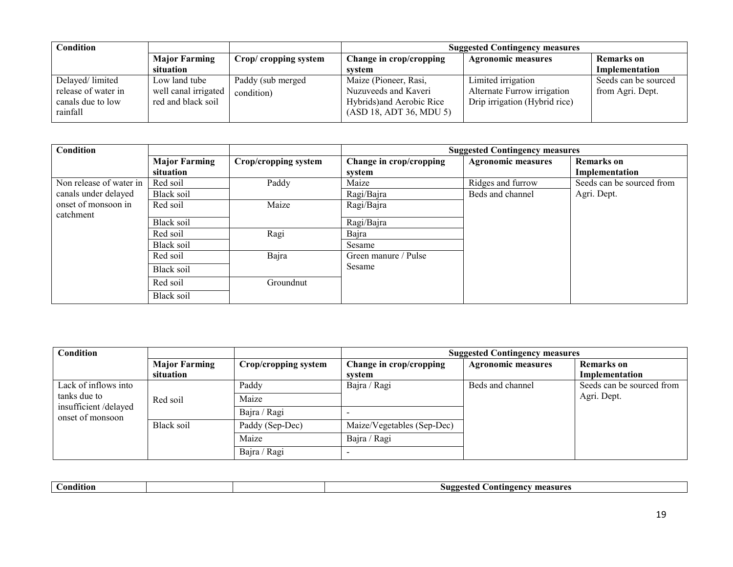| Condition | | | Suggested Contingency measures | | |
|---|---|---|---|---|---|
| | Major Farming situation | Crop/ cropping system | Change in crop/cropping system | Agronomic measures | Remarks on Implementation |
| Delayed/ limited release of water in canals due to low rainfall | Low land tube well canal irrigated red and black soil | Paddy (sub merged condition) | Maize (Pioneer, Rasi, Nuzuveeds and Kaveri Hybrids)and Aerobic Rice (ASD 18, ADT 36, MDU 5) | Limited irrigation<br>Alternate Furrow irrigation<br>Drip irrigation (Hybrid rice) | Seeds can be sourced from Agri. Dept. |

| Condition | | | Suggested Contingency measures | | |
|---|---|---|---|---|---|
| | Major Farming situation | Crop/cropping system | Change in crop/cropping system | Agronomic measures | Remarks on Implementation |
| Non release of water in canals under delayed onset of monsoon in catchment | Red soil | Paddy | Maize | Ridges and furrow | Seeds can be sourced from Agri. Dept. |
| | Black soil | | Ragi/Bajra | Beds and channel | |
| | Red soil | Maize | Ragi/Bajra | | |
| | Black soil | | Ragi/Bajra | | |
| | Red soil | Ragi | Bajra | | |
| | Black soil | | Sesame | | |
| | Red soil | Bajra | Green manure / Pulse Sesame | | |
| | Black soil | | | | |
| | Red soil | Groundnut | | | |
| | Black soil | | | | |

| Condition | | | Suggested Contingency measures | | |
|---|---|---|---|---|---|
| | Major Farming situation | Crop/cropping system | Change in crop/cropping system | Agronomic measures | Remarks on Implementation |
| Lack of inflows into tanks due to insufficient /delayed onset of monsoon | Red soil | Paddy | Bajra / Ragi | Beds and channel | Seeds can be sourced from Agri. Dept. |
| | | Maize | | | |
| | | Bajra / Ragi | - | | |
| | Black soil | Paddy (Sep-Dec) | Maize/Vegetables (Sep-Dec) | | |
| | | Maize | Bajra / Ragi | | |
| | | Bajra / Ragi | - | | |

| Condition | | | Suggested Contingency measures |
|---|---|---|---|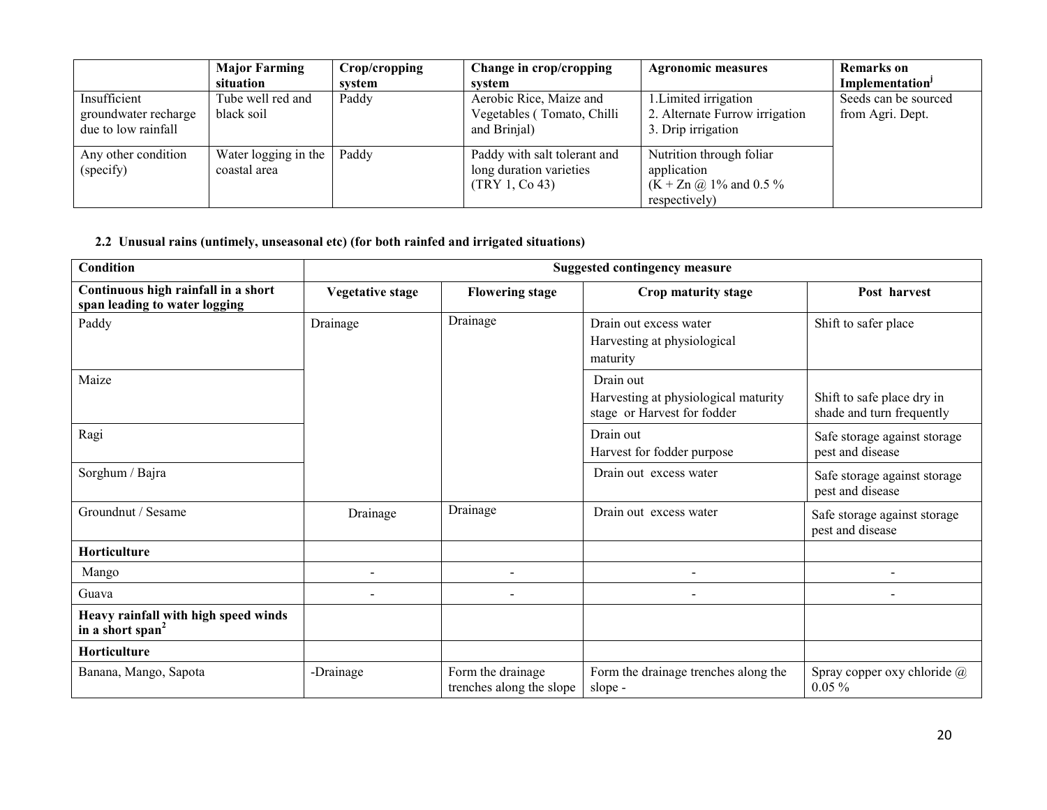| | Major Farming situation | Crop/cropping system | Change in crop/cropping system | Agronomic measures | Remarks on Implementation[j] |
|---|---|---|---|---|---|
| Insufficient groundwater recharge due to low rainfall | Tube well red and black soil | Paddy | Aerobic Rice, Maize and Vegetables ( Tomato, Chilli and Brinjal) | 1.Limited irrigation<br>2. Alternate Furrow irrigation<br>3. Drip irrigation | Seeds can be sourced from Agri. Dept. |
| Any other condition (specify) | Water logging in the coastal area | Paddy | Paddy with salt tolerant and long duration varieties (TRY 1, Co 43) | Nutrition through foliar application (K + Zn @ 1% and 0.5 % respectively) | |

**2.2 Unusual rains (untimely, unseasonal etc) (for both rainfed and irrigated situations)**

| Condition | Suggested contingency measure | | | |
|---|---|---|---|---|
| **Continuous high rainfall in a short span leading to water logging** | **Vegetative stage** | **Flowering stage** | **Crop maturity stage** | **Post harvest** |
| Paddy | Drainage | Drainage | Drain out excess water<br>Harvesting at physiological maturity | Shift to safer place |
| Maize | | | Drain out<br>Harvesting at physiological maturity stage or Harvest for fodder | Shift to safe place dry in shade and turn frequently |
| Ragi | | | Drain out<br>Harvest for fodder purpose | Safe storage against storage pest and disease |
| Sorghum / Bajra | | | Drain out excess water | Safe storage against storage pest and disease |
| Groundnut / Sesame | Drainage | Drainage | Drain out excess water | Safe storage against storage pest and disease |
| **Horticulture** | | | | |
| Mango | - | - | - | - |
| Guava | - | - | - | - |
| **Heavy rainfall with high speed winds in a short span**[2] | | | | |
| **Horticulture** | | | | |
| Banana, Mango, Sapota | -Drainage | Form the drainage trenches along the slope | Form the drainage trenches along the slope - | Spray copper oxy chloride @ 0.05 % |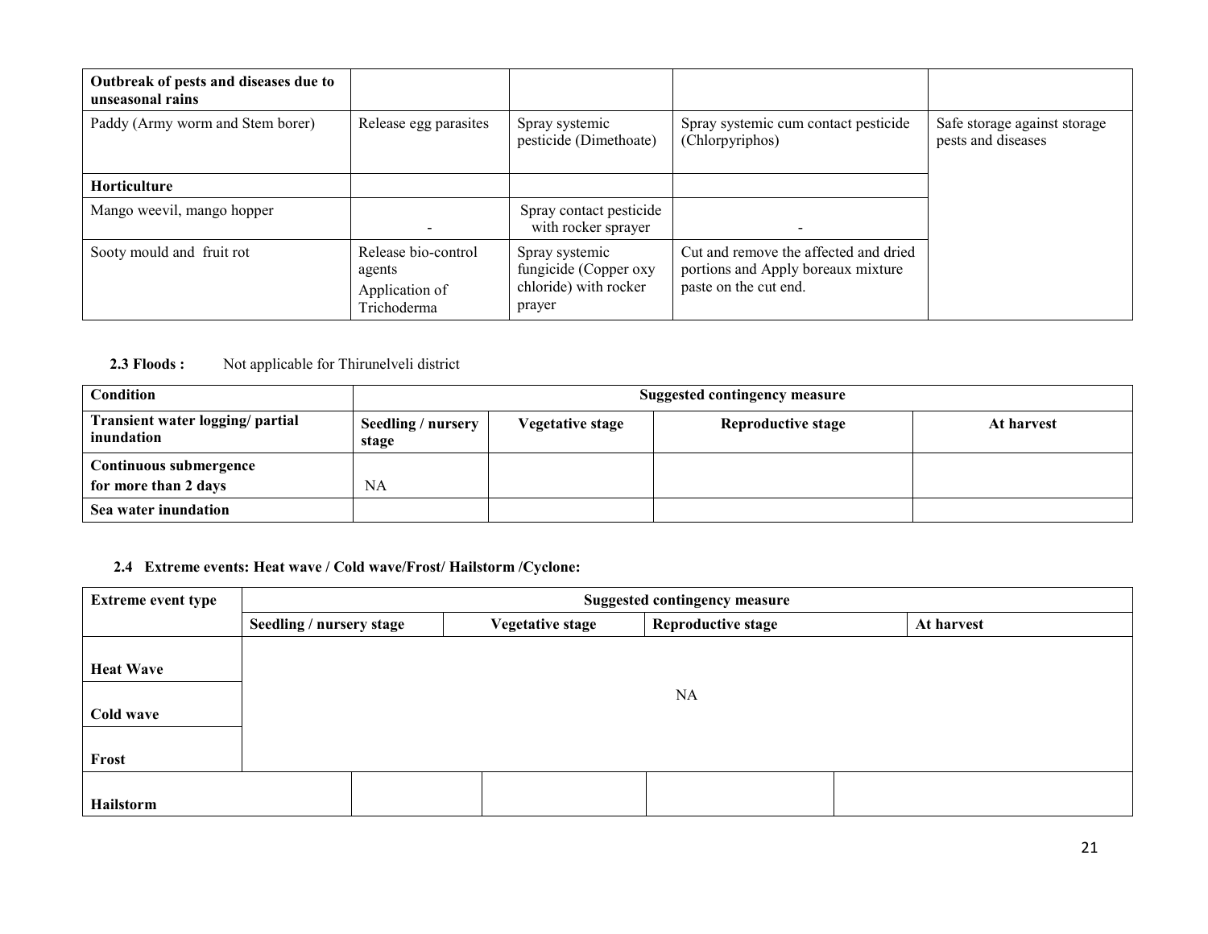| Outbreak of pests and diseases due to unseasonal rains | | | | |
|---|---|---|---|---|
| Paddy (Army worm and Stem borer) | Release egg parasites | Spray systemic pesticide (Dimethoate) | Spray systemic cum contact pesticide (Chlorpyriphos) | Safe storage against storage pests and diseases |
| **Horticulture** | | | | |
| Mango weevil, mango hopper | - | Spray contact pesticide with rocker sprayer | - | |
| Sooty mould and fruit rot | Release bio-control agents<br>Application of Trichoderma | Spray systemic fungicide (Copper oxy chloride) with rocker prayer | Cut and remove the affected and dried portions and Apply boreaux mixture paste on the cut end. | |

**2.3 Floods :** Not applicable for Thirunelveli district

| Condition | Suggested contingency measure | | | |
|---|---|---|---|---|
| **Transient water logging/ partial inundation** | **Seedling / nursery stage** | **Vegetative stage** | **Reproductive stage** | **At harvest** |
| **Continuous submergence for more than 2 days** | NA | | | |
| **Sea water inundation** | | | | |

**2.4 Extreme events: Heat wave / Cold wave/Frost/ Hailstorm /Cyclone:**

| Extreme event type | Suggested contingency measure | | | |
|---|---|---|---|---|
| | **Seedling / nursery stage** | **Vegetative stage** | **Reproductive stage** | **At harvest** |
| **Heat Wave** | NA | | | |
| **Cold wave** | | | | |
| **Frost** | | | | |
| **Hailstorm** | | | | |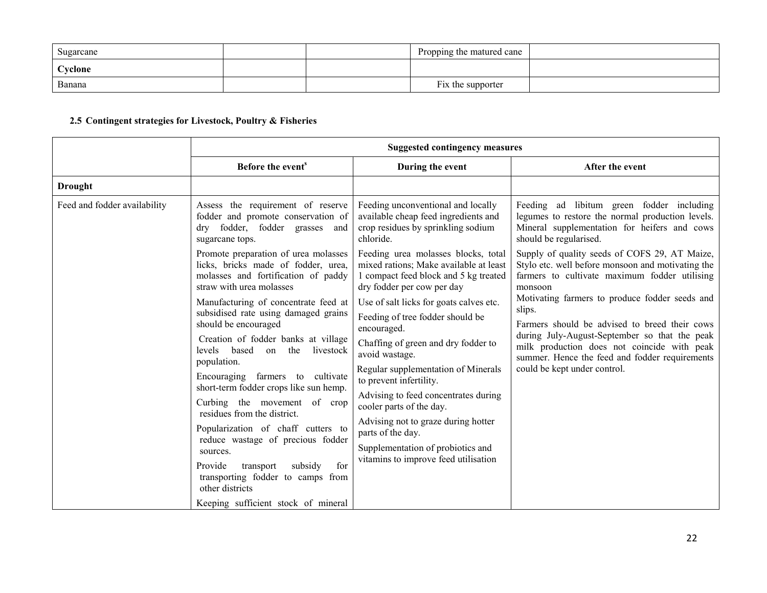| | | | | |
|---|---|---|---|---|
| Sugarcane | | | Propping the matured cane | |
| **Cyclone** | | | | |
| Banana | | | Fix the supporter | |

### 2.5 Contingent strategies for Livestock, Poultry & Fisheries

| | Suggested contingency measures | | |
|---|---|---|---|
| | **Before the event**[$] | **During the event** | **After the event** |
| **Drought** | | | |
| Feed and fodder availability | Assess the requirement of reserve fodder and promote conservation of dry fodder, fodder grasses and sugarcane tops.<br><br>Promote preparation of urea molasses licks, bricks made of fodder, urea, molasses and fortification of paddy straw with urea molasses<br><br>Manufacturing of concentrate feed at subsidised rate using damaged grains should be encouraged<br><br>Creation of fodder banks at village levels based on the livestock population.<br><br>Encouraging farmers to cultivate short-term fodder crops like sun hemp.<br><br>Curbing the movement of crop residues from the district.<br><br>Popularization of chaff cutters to reduce wastage of precious fodder sources.<br><br>Provide transport subsidy for transporting fodder to camps from other districts<br><br>Keeping sufficient stock of mineral | Feeding unconventional and locally available cheap feed ingredients and crop residues by sprinkling sodium chloride.<br><br>Feeding urea molasses blocks, total mixed rations; Make available at least 1 compact feed block and 5 kg treated dry fodder per cow per day<br><br>Use of salt licks for goats calves etc.<br><br>Feeding of tree fodder should be encouraged.<br><br>Chaffing of green and dry fodder to avoid wastage.<br><br>Regular supplementation of Minerals to prevent infertility.<br><br>Advising to feed concentrates during cooler parts of the day.<br><br>Advising not to graze during hotter parts of the day.<br><br>Supplementation of probiotics and vitamins to improve feed utilisation | Feeding ad libitum green fodder including legumes to restore the normal production levels. Mineral supplementation for heifers and cows should be regularised.<br><br>Supply of quality seeds of COFS 29, AT Maize, Stylo etc. well before monsoon and motivating the farmers to cultivate maximum fodder utilising monsoon<br><br>Motivating farmers to produce fodder seeds and slips.<br><br>Farmers should be advised to breed their cows during July-August-September so that the peak milk production does not coincide with peak summer. Hence the feed and fodder requirements could be kept under control. |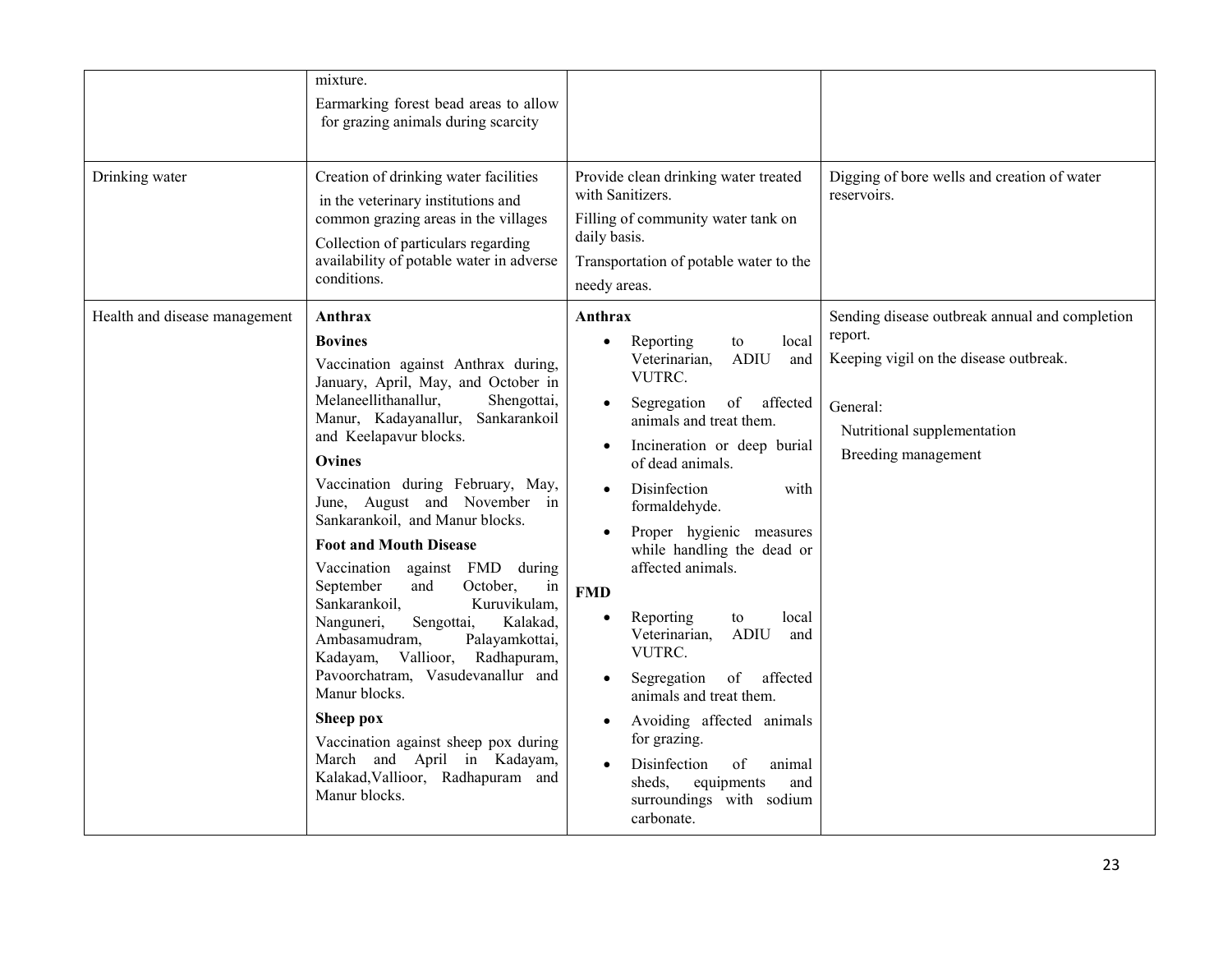| | | | |
|---|---|---|---|
| | mixture.<br>Earmarking forest bead areas to allow for grazing animals during scarcity | | |
| Drinking water | Creation of drinking water facilities in the veterinary institutions and common grazing areas in the villages<br>Collection of particulars regarding availability of potable water in adverse conditions. | Provide clean drinking water treated with Sanitizers.<br>Filling of community water tank on daily basis.<br>Transportation of potable water to the needy areas. | Digging of bore wells and creation of water reservoirs. |
| Health and disease management | **Anthrax**<br>**Bovines**<br>Vaccination against Anthrax during, January, April, May, and October in Melaneellithanallur, Shengottai, Manur, Kadayanallur, Sankarankoil and Keelapavur blocks.<br>**Ovines**<br>Vaccination during February, May, June, August and November in Sankarankoil, and Manur blocks.<br>**Foot and Mouth Disease**<br>Vaccination against FMD during September and October, in Sankarankoil, Kuruvikulam, Nanguneri, Sengottai, Kalakad, Ambasamudram, Palayamkottai, Kadayam, Vallioor, Radhapuram, Pavoorchatram, Vasudevanallur and Manur blocks.<br>**Sheep pox**<br>Vaccination against sheep pox during March and April in Kadayam, Kalakad,Vallioor, Radhapuram and Manur blocks. | **Anthrax**<br>• Reporting to local Veterinarian, ADIU and VUTRC.<br>• Segregation of affected animals and treat them.<br>• Incineration or deep burial of dead animals.<br>• Disinfection with formaldehyde.<br>• Proper hygienic measures while handling the dead or affected animals.<br>**FMD**<br>• Reporting to local Veterinarian, ADIU and VUTRC.<br>• Segregation of affected animals and treat them.<br>• Avoiding affected animals for grazing.<br>• Disinfection of animal sheds, equipments and surroundings with sodium carbonate. | Sending disease outbreak annual and completion report.<br>Keeping vigil on the disease outbreak.<br><br>General:<br>Nutritional supplementation<br>Breeding management |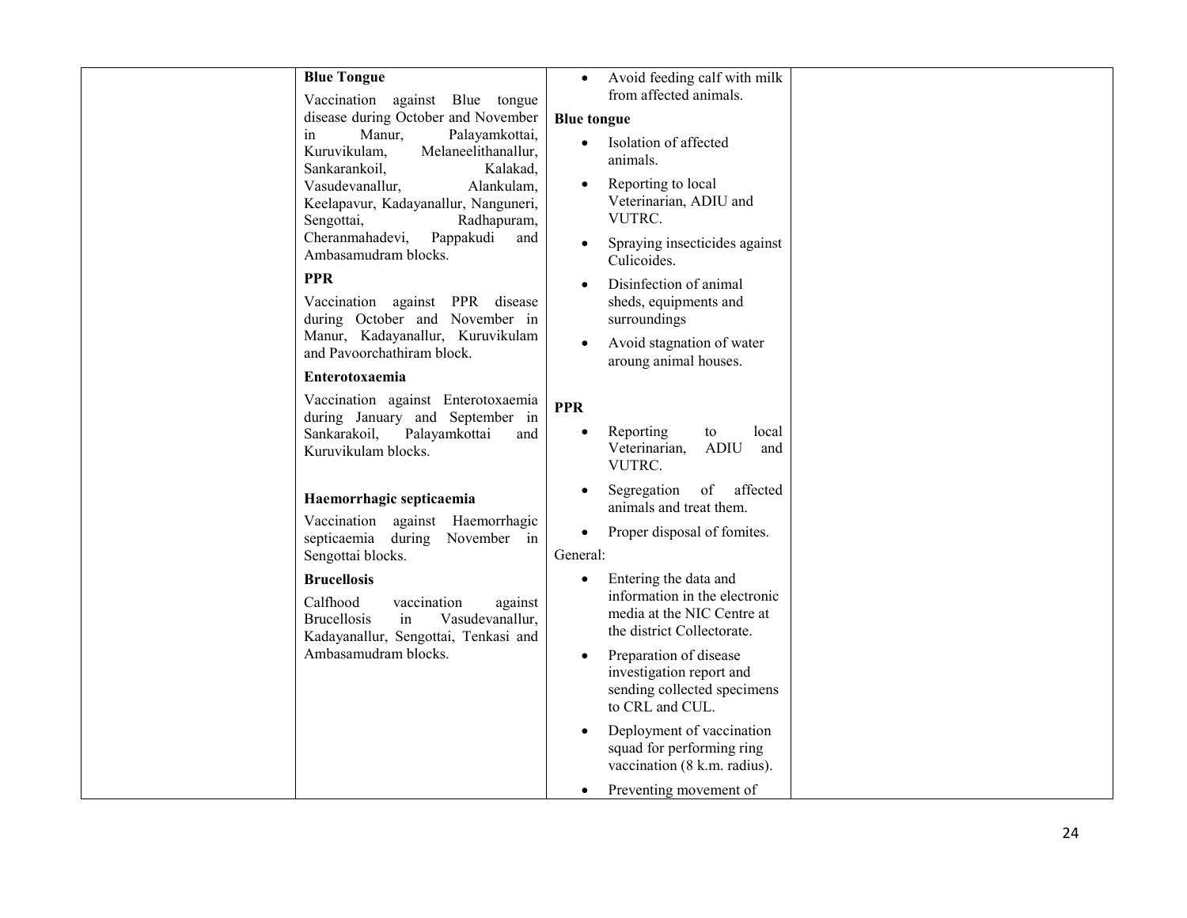| | | | |
|---|---|---|---|
| | **Blue Tongue**<br>Vaccination against Blue tongue disease during October and November in Manur, Palayamkottai, Kuruvikulam, Melaneelithanallur, Sankarankoil, Kalakad, Vasudevanallur, Alankulam, Keelapavur, Kadayanallur, Nanguneri, Sengottai, Radhapuram, Cheranmahadevi, Pappakudi and Ambasamudram blocks.<br>**PPR**<br>Vaccination against PPR disease during October and November in Manur, Kadayanallur, Kuruvikulam and Pavoorchathiram block.<br>**Enterotoxaemia**<br>Vaccination against Enterotoxaemia during January and September in Sankarakoil, Palayamkottai and Kuruvikulam blocks.<br>**Haemorrhagic septicaemia**<br>Vaccination against Haemorrhagic septicaemia during November in Sengottai blocks.<br>**Brucellosis**<br>Calfhood vaccination against Brucellosis in Vasudevanallur, Kadayanallur, Sengottai, Tenkasi and Ambasamudram blocks. | • Avoid feeding calf with milk from affected animals.<br>**Blue tongue**<br>• Isolation of affected animals.<br>• Reporting to local Veterinarian, ADIU and VUTRC.<br>• Spraying insecticides against Culicoides.<br>• Disinfection of animal sheds, equipments and surroundings<br>• Avoid stagnation of water aroung animal houses.<br>**PPR**<br>• Reporting to local Veterinarian, ADIU and VUTRC.<br>• Segregation of affected animals and treat them.<br>• Proper disposal of fomites.<br>General:<br>• Entering the data and information in the electronic media at the NIC Centre at the district Collectorate.<br>• Preparation of disease investigation report and sending collected specimens to CRL and CUL.<br>• Deployment of vaccination squad for performing ring vaccination (8 k.m. radius).<br>• Preventing movement of | |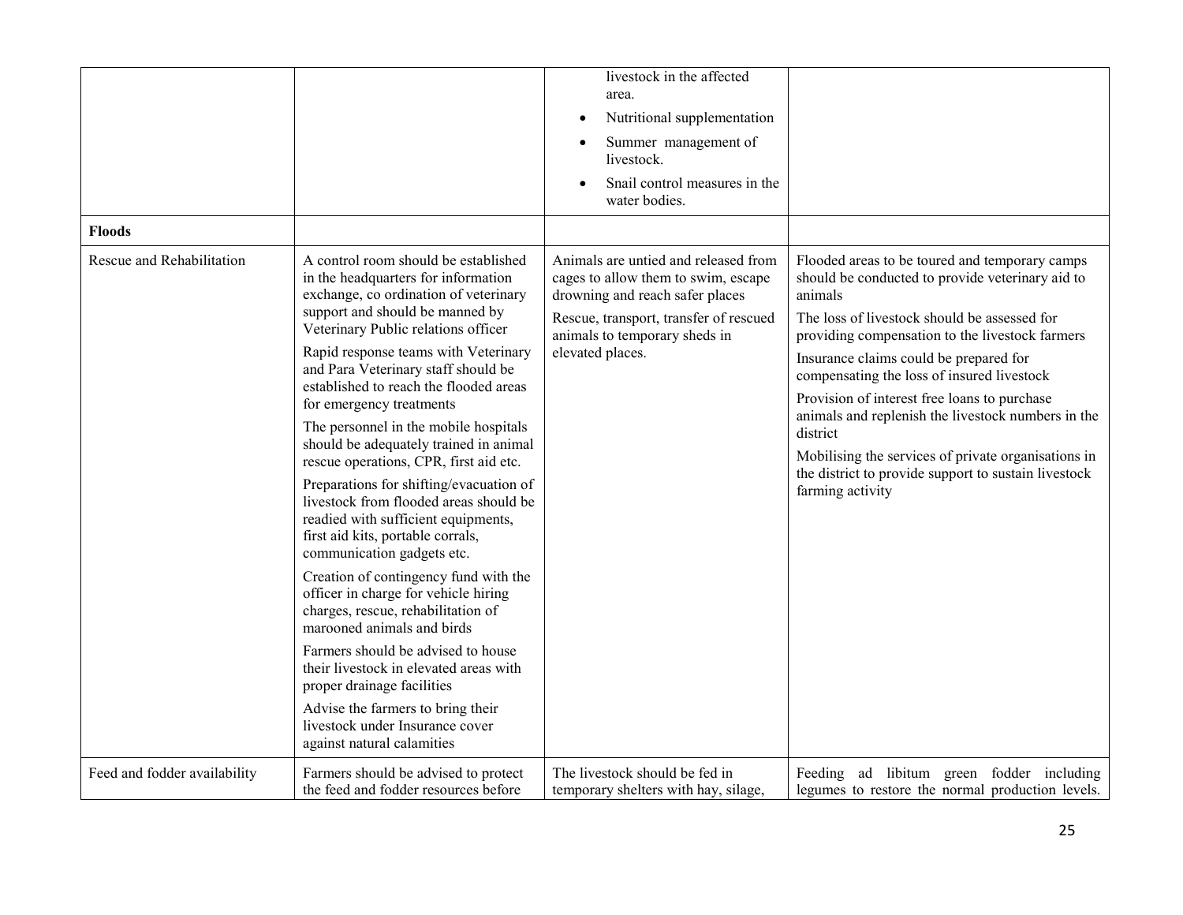| | | | |
|---|---|---|---|
| | | livestock in the affected area.<br>• Nutritional supplementation<br>• Summer management of livestock.<br>• Snail control measures in the water bodies. | |
| **Floods** | | | |
| Rescue and Rehabilitation | A control room should be established in the headquarters for information exchange, co ordination of veterinary support and should be manned by Veterinary Public relations officer<br>Rapid response teams with Veterinary and Para Veterinary staff should be established to reach the flooded areas for emergency treatments<br>The personnel in the mobile hospitals should be adequately trained in animal rescue operations, CPR, first aid etc.<br>Preparations for shifting/evacuation of livestock from flooded areas should be readied with sufficient equipments, first aid kits, portable corrals, communication gadgets etc.<br>Creation of contingency fund with the officer in charge for vehicle hiring charges, rescue, rehabilitation of marooned animals and birds<br>Farmers should be advised to house their livestock in elevated areas with proper drainage facilities<br>Advise the farmers to bring their livestock under Insurance cover against natural calamities | Animals are untied and released from cages to allow them to swim, escape drowning and reach safer places<br>Rescue, transport, transfer of rescued animals to temporary sheds in elevated places. | Flooded areas to be toured and temporary camps should be conducted to provide veterinary aid to animals<br>The loss of livestock should be assessed for providing compensation to the livestock farmers<br>Insurance claims could be prepared for compensating the loss of insured livestock<br>Provision of interest free loans to purchase animals and replenish the livestock numbers in the district<br>Mobilising the services of private organisations in the district to provide support to sustain livestock farming activity |
| Feed and fodder availability | Farmers should be advised to protect the feed and fodder resources before | The livestock should be fed in temporary shelters with hay, silage, | Feeding ad libitum green fodder including legumes to restore the normal production levels. |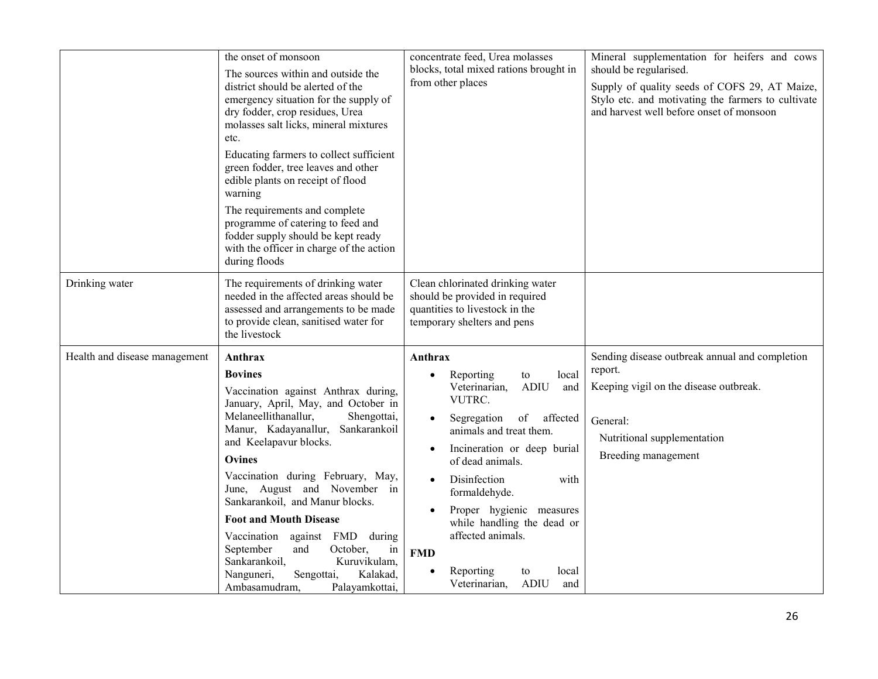| | | | |
|---|---|---|---|
| | the onset of monsoon<br>The sources within and outside the district should be alerted of the emergency situation for the supply of dry fodder, crop residues, Urea molasses salt licks, mineral mixtures etc.<br>Educating farmers to collect sufficient green fodder, tree leaves and other edible plants on receipt of flood warning<br>The requirements and complete programme of catering to feed and fodder supply should be kept ready with the officer in charge of the action during floods | concentrate feed, Urea molasses blocks, total mixed rations brought in from other places | Mineral supplementation for heifers and cows should be regularised.<br>Supply of quality seeds of COFS 29, AT Maize, Stylo etc. and motivating the farmers to cultivate and harvest well before onset of monsoon |
| Drinking water | The requirements of drinking water needed in the affected areas should be assessed and arrangements to be made to provide clean, sanitised water for the livestock | Clean chlorinated drinking water should be provided in required quantities to livestock in the temporary shelters and pens | |
| Health and disease management | **Anthrax**<br>**Bovines**<br>Vaccination against Anthrax during, January, April, May, and October in Melaneellithanallur, Shengottai, Manur, Kadayanallur, Sankarankoil and Keelapavur blocks.<br>**Ovines**<br>Vaccination during February, May, June, August and November in Sankarankoil, and Manur blocks.<br>**Foot and Mouth Disease**<br>Vaccination against FMD during September and October, in Sankarankoil, Kuruvikulam, Nanguneri, Sengottai, Kalakad, Ambasamudram, Palayamkottai, | **Anthrax**<br>• Reporting to local Veterinarian, ADIU and VUTRC.<br>• Segregation of affected animals and treat them.<br>• Incineration or deep burial of dead animals.<br>• Disinfection with formaldehyde.<br>• Proper hygienic measures while handling the dead or affected animals.<br>**FMD**<br>• Reporting to local Veterinarian, ADIU and | Sending disease outbreak annual and completion report.<br>Keeping vigil on the disease outbreak.<br><br>General:<br>Nutritional supplementation<br>Breeding management |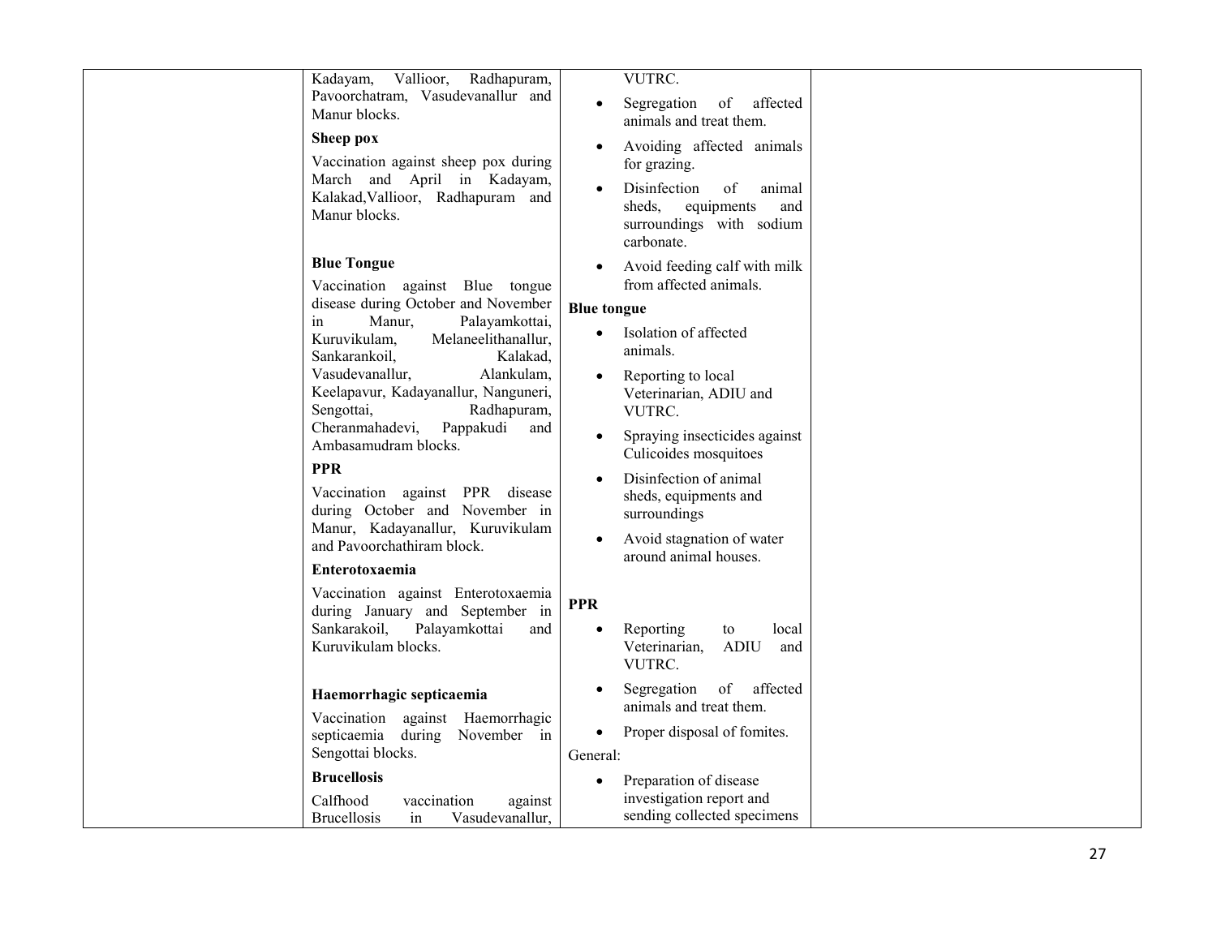| | | | |
|---|---|---|---|
| | Kadayam, Vallioor, Radhapuram, Pavoorchatram, Vasudevanallur and Manur blocks.<br><br>**Sheep pox**<br><br>Vaccination against sheep pox during March and April in Kadayam, Kalakad,Vallioor, Radhapuram and Manur blocks.<br><br>**Blue Tongue**<br><br>Vaccination against Blue tongue disease during October and November in Manur, Palayamkottai, Kuruvikulam, Melaneelithanallur, Sankarankoil, Kalakad, Vasudevanallur, Alankulam, Keelapavur, Kadayanallur, Nanguneri, Sengottai, Radhapuram, Cheranmahadevi, Pappakudi and Ambasamudram blocks.<br><br>**PPR**<br><br>Vaccination against PPR disease during October and November in Manur, Kadayanallur, Kuruvikulam and Pavoorchathiram block.<br><br>**Enterotoxaemia**<br><br>Vaccination against Enterotoxaemia during January and September in Sankarakoil, Palayamkottai and Kuruvikulam blocks.<br><br>**Haemorrhagic septicaemia**<br><br>Vaccination against Haemorrhagic septicaemia during November in Sengottai blocks.<br><br>**Brucellosis**<br><br>Calfhood vaccination against Brucellosis in Vasudevanallur, | VUTRC.<br>• Segregation of affected animals and treat them.<br>• Avoiding affected animals for grazing.<br>• Disinfection of animal sheds, equipments and surroundings with sodium carbonate.<br>• Avoid feeding calf with milk from affected animals.<br><br>**Blue tongue**<br>• Isolation of affected animals.<br>• Reporting to local Veterinarian, ADIU and VUTRC.<br>• Spraying insecticides against Culicoides mosquitoes<br>• Disinfection of animal sheds, equipments and surroundings<br>• Avoid stagnation of water around animal houses.<br><br>**PPR**<br>• Reporting to local Veterinarian, ADIU and VUTRC.<br>• Segregation of affected animals and treat them.<br>• Proper disposal of fomites.<br><br>General:<br>• Preparation of disease investigation report and sending collected specimens | |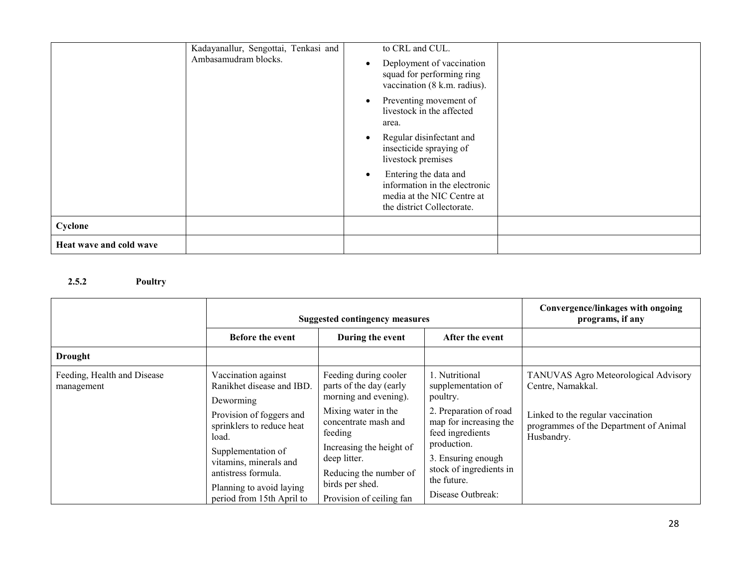|  | Kadayanallur, Sengottai, Tenkasi and Ambasamudram blocks. | to CRL and CUL.<br>• Deployment of vaccination squad for performing ring vaccination (8 k.m. radius).<br>• Preventing movement of livestock in the affected area.<br>• Regular disinfectant and insecticide spraying of livestock premises<br>• Entering the data and information in the electronic media at the NIC Centre at the district Collectorate. |  |
|---|---|---|---|
| **Cyclone** |  |  |  |
| **Heat wave and cold wave** |  |  |  |

### 2.5.2 Poultry

|  | **Suggested contingency measures** |  |  | **Convergence/linkages with ongoing programs, if any** |
|---|---|---|---|---|
|  | **Before the event** | **During the event** | **After the event** |  |
| **Drought** |  |  |  |  |
| Feeding, Health and Disease management | Vaccination against Ranikhet disease and IBD.<br>Deworming<br>Provision of foggers and sprinklers to reduce heat load.<br>Supplementation of vitamins, minerals and antistress formula.<br>Planning to avoid laying period from 15th April to | Feeding during cooler parts of the day (early morning and evening).<br>Mixing water in the concentrate mash and feeding<br>Increasing the height of deep litter.<br>Reducing the number of birds per shed.<br>Provision of ceiling fan | 1. Nutritional supplementation of poultry.<br>2. Preparation of road map for increasing the feed ingredients production.<br>3. Ensuring enough stock of ingredients in the future.<br>Disease Outbreak: | TANUVAS Agro Meteorological Advisory Centre, Namakkal.<br><br>Linked to the regular vaccination programmes of the Department of Animal Husbandry. |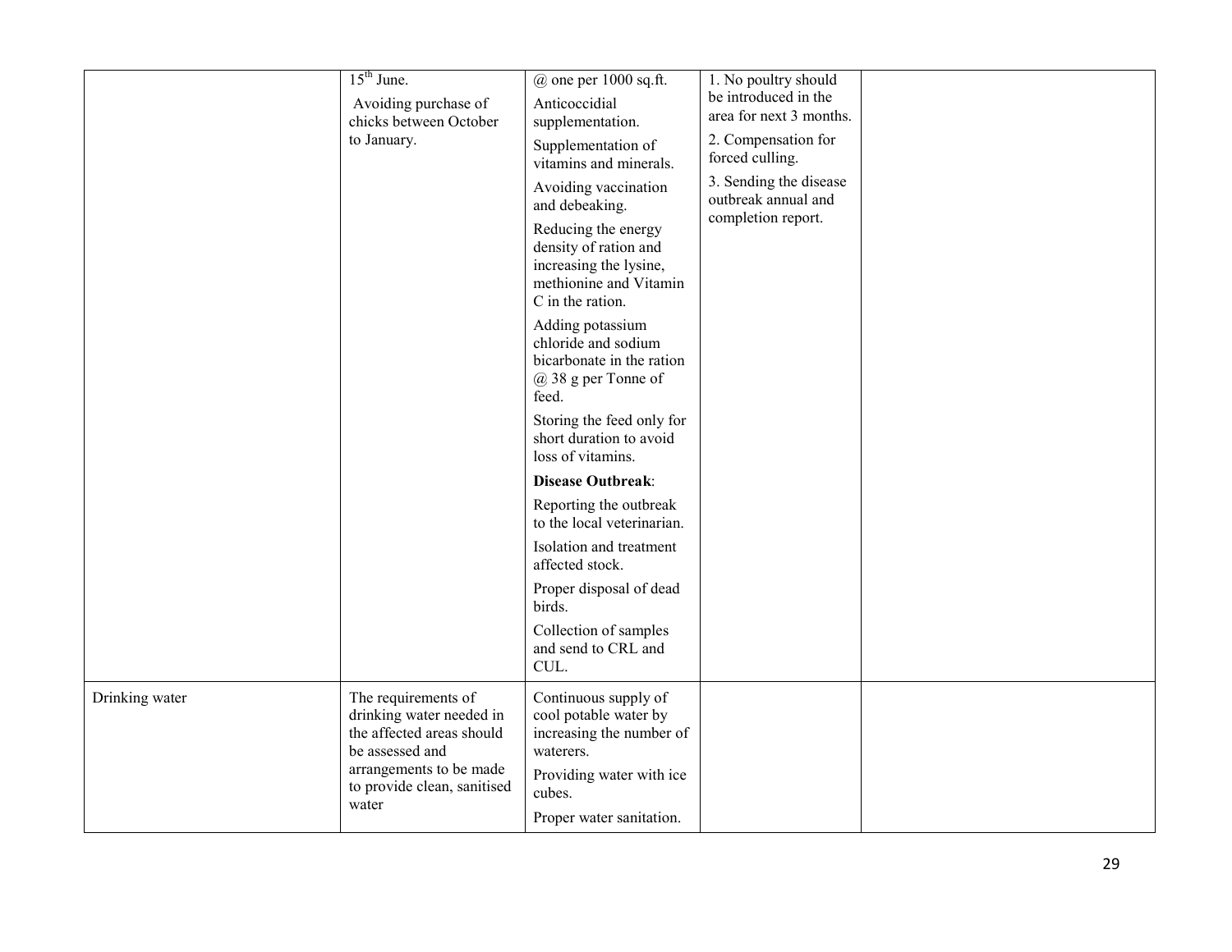| | | | | |
|---|---|---|---|---|
| | 15th June.<br>Avoiding purchase of chicks between October to January. | @ one per 1000 sq.ft.<br>Anticoccidial supplementation.<br>Supplementation of vitamins and minerals.<br>Avoiding vaccination and debeaking.<br>Reducing the energy density of ration and increasing the lysine, methionine and Vitamin C in the ration.<br>Adding potassium chloride and sodium bicarbonate in the ration @ 38 g per Tonne of feed.<br>Storing the feed only for short duration to avoid loss of vitamins.<br>**Disease Outbreak**:<br>Reporting the outbreak to the local veterinarian.<br>Isolation and treatment affected stock.<br>Proper disposal of dead birds.<br>Collection of samples and send to CRL and CUL. | 1. No poultry should be introduced in the area for next 3 months.<br>2. Compensation for forced culling.<br>3. Sending the disease outbreak annual and completion report. | |
| Drinking water | The requirements of drinking water needed in the affected areas should be assessed and arrangements to be made to provide clean, sanitised water | Continuous supply of cool potable water by increasing the number of waterers.<br>Providing water with ice cubes.<br>Proper water sanitation. | | |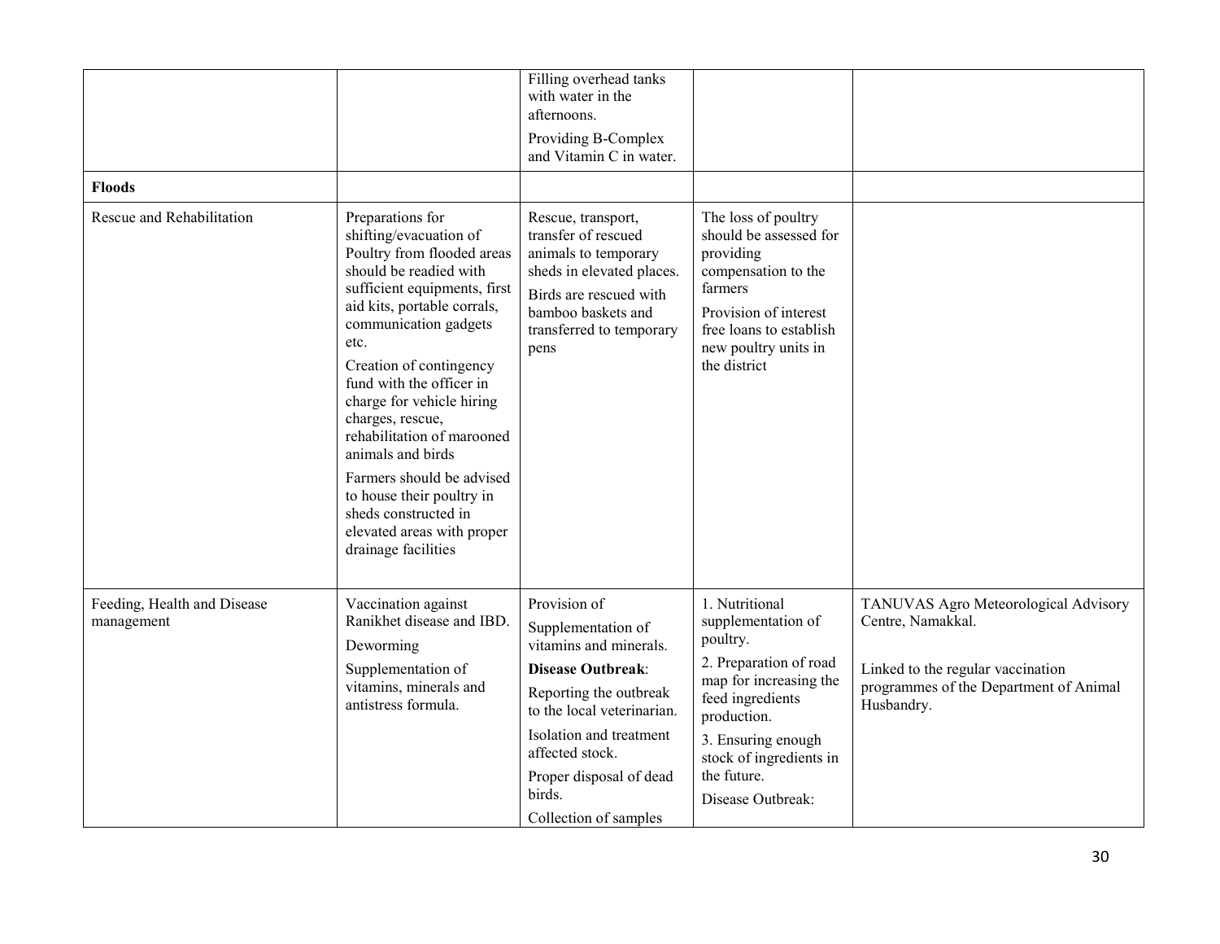| | | | | |
|---|---|---|---|---|
| | | Filling overhead tanks with water in the afternoons.<br>Providing B-Complex and Vitamin C in water. | | |
| **Floods** | | | | |
| Rescue and Rehabilitation | Preparations for shifting/evacuation of Poultry from flooded areas should be readied with sufficient equipments, first aid kits, portable corrals, communication gadgets etc.<br>Creation of contingency fund with the officer in charge for vehicle hiring charges, rescue, rehabilitation of marooned animals and birds<br>Farmers should be advised to house their poultry in sheds constructed in elevated areas with proper drainage facilities | Rescue, transport, transfer of rescued animals to temporary sheds in elevated places.<br>Birds are rescued with bamboo baskets and transferred to temporary pens | The loss of poultry should be assessed for providing compensation to the farmers<br>Provision of interest free loans to establish new poultry units in the district | |
| Feeding, Health and Disease management | Vaccination against Ranikhet disease and IBD.<br>Deworming<br>Supplementation of vitamins, minerals and antistress formula. | Provision of<br>Supplementation of vitamins and minerals.<br>**Disease Outbreak**:<br>Reporting the outbreak to the local veterinarian.<br>Isolation and treatment affected stock.<br>Proper disposal of dead birds.<br>Collection of samples | 1. Nutritional supplementation of poultry.<br>2. Preparation of road map for increasing the feed ingredients production.<br>3. Ensuring enough stock of ingredients in the future.<br>Disease Outbreak: | TANUVAS Agro Meteorological Advisory Centre, Namakkal.<br><br>Linked to the regular vaccination programmes of the Department of Animal Husbandry. |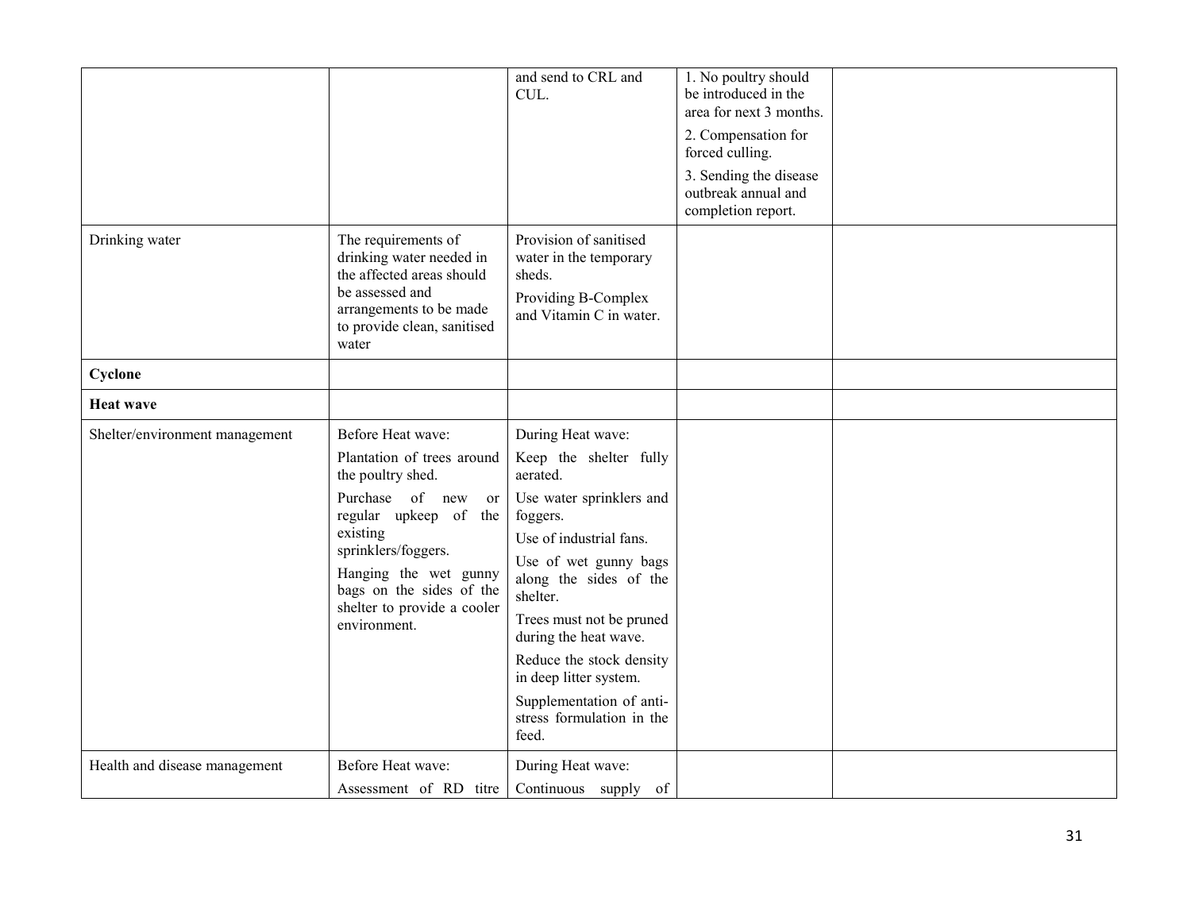| | | | | |
|---|---|---|---|---|
| | | and send to CRL and CUL. | 1. No poultry should be introduced in the area for next 3 months.<br>2. Compensation for forced culling.<br>3. Sending the disease outbreak annual and completion report. | |
| Drinking water | The requirements of drinking water needed in the affected areas should be assessed and arrangements to be made to provide clean, sanitised water | Provision of sanitised water in the temporary sheds.<br>Providing B-Complex and Vitamin C in water. | | |
| **Cyclone** | | | | |
| **Heat wave** | | | | |
| Shelter/environment management | Before Heat wave:<br>Plantation of trees around the poultry shed.<br>Purchase of new or regular upkeep of the existing sprinklers/foggers.<br>Hanging the wet gunny bags on the sides of the shelter to provide a cooler environment. | During Heat wave:<br>Keep the shelter fully aerated.<br>Use water sprinklers and foggers.<br>Use of industrial fans.<br>Use of wet gunny bags along the sides of the shelter.<br>Trees must not be pruned during the heat wave.<br>Reduce the stock density in deep litter system.<br>Supplementation of anti-stress formulation in the feed. | | |
| Health and disease management | Before Heat wave:<br>Assessment of RD titre | During Heat wave:<br>Continuous supply of | | |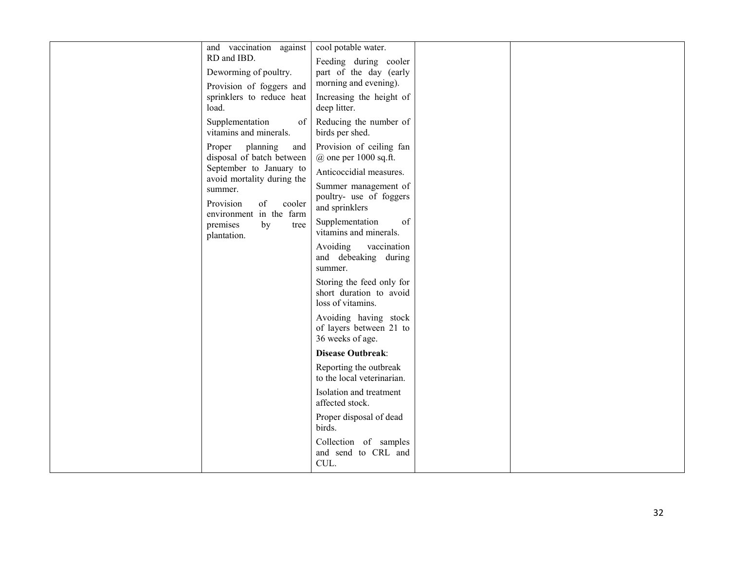|  |  |  |  |  |
|---|---|---|---|---|
|  | and vaccination against RD and IBD.<br><br>Deworming of poultry.<br><br>Provision of foggers and sprinklers to reduce heat load.<br><br>Supplementation of vitamins and minerals.<br><br>Proper planning and disposal of batch between September to January to avoid mortality during the summer.<br><br>Provision of cooler environment in the farm premises by tree plantation. | cool potable water.<br><br>Feeding during cooler part of the day (early morning and evening).<br><br>Increasing the height of deep litter.<br><br>Reducing the number of birds per shed.<br><br>Provision of ceiling fan @ one per 1000 sq.ft.<br><br>Anticoccidial measures.<br><br>Summer management of poultry- use of foggers and sprinklers<br><br>Supplementation of vitamins and minerals.<br><br>Avoiding vaccination and debeaking during summer.<br><br>Storing the feed only for short duration to avoid loss of vitamins.<br><br>Avoiding having stock of layers between 21 to 36 weeks of age.<br><br>**Disease Outbreak**:<br><br>Reporting the outbreak to the local veterinarian.<br><br>Isolation and treatment affected stock.<br><br>Proper disposal of dead birds.<br><br>Collection of samples and send to CRL and CUL. |  |  |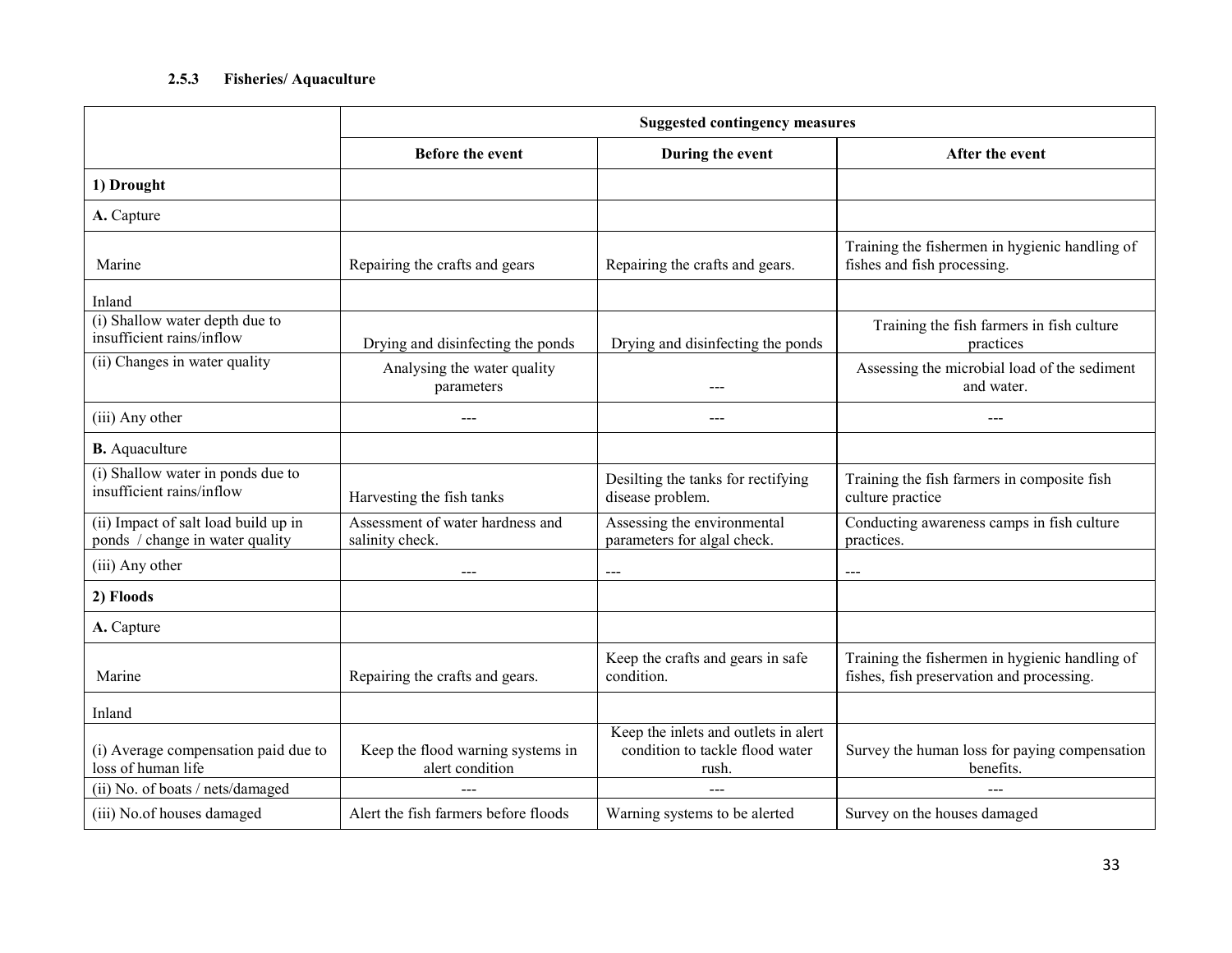### 2.5.3 Fisheries/ Aquaculture

| | Suggested contingency measures | | |
|---|---|---|---|
| | **Before the event** | **During the event** | **After the event** |
| **1) Drought** | | | |
| **A.** Capture | | | |
| Marine | Repairing the crafts and gears | Repairing the crafts and gears. | Training the fishermen in hygienic handling of fishes and fish processing. |
| Inland | | | |
| (i) Shallow water depth due to insufficient rains/inflow | Drying and disinfecting the ponds | Drying and disinfecting the ponds | Training the fish farmers in fish culture practices |
| (ii) Changes in water quality | Analysing the water quality parameters | --- | Assessing the microbial load of the sediment and water. |
| (iii) Any other | --- | --- | --- |
| **B.** Aquaculture | | | |
| (i) Shallow water in ponds due to insufficient rains/inflow | Harvesting the fish tanks | Desilting the tanks for rectifying disease problem. | Training the fish farmers in composite fish culture practice |
| (ii) Impact of salt load build up in ponds / change in water quality | Assessment of water hardness and salinity check. | Assessing the environmental parameters for algal check. | Conducting awareness camps in fish culture practices. |
| (iii) Any other | --- | --- | --- |
| **2) Floods** | | | |
| **A.** Capture | | | |
| Marine | Repairing the crafts and gears. | Keep the crafts and gears in safe condition. | Training the fishermen in hygienic handling of fishes, fish preservation and processing. |
| Inland | | | |
| (i) Average compensation paid due to loss of human life | Keep the flood warning systems in alert condition | Keep the inlets and outlets in alert condition to tackle flood water rush. | Survey the human loss for paying compensation benefits. |
| (ii) No. of boats / nets/damaged | --- | --- | --- |
| (iii) No.of houses damaged | Alert the fish farmers before floods | Warning systems to be alerted | Survey on the houses damaged |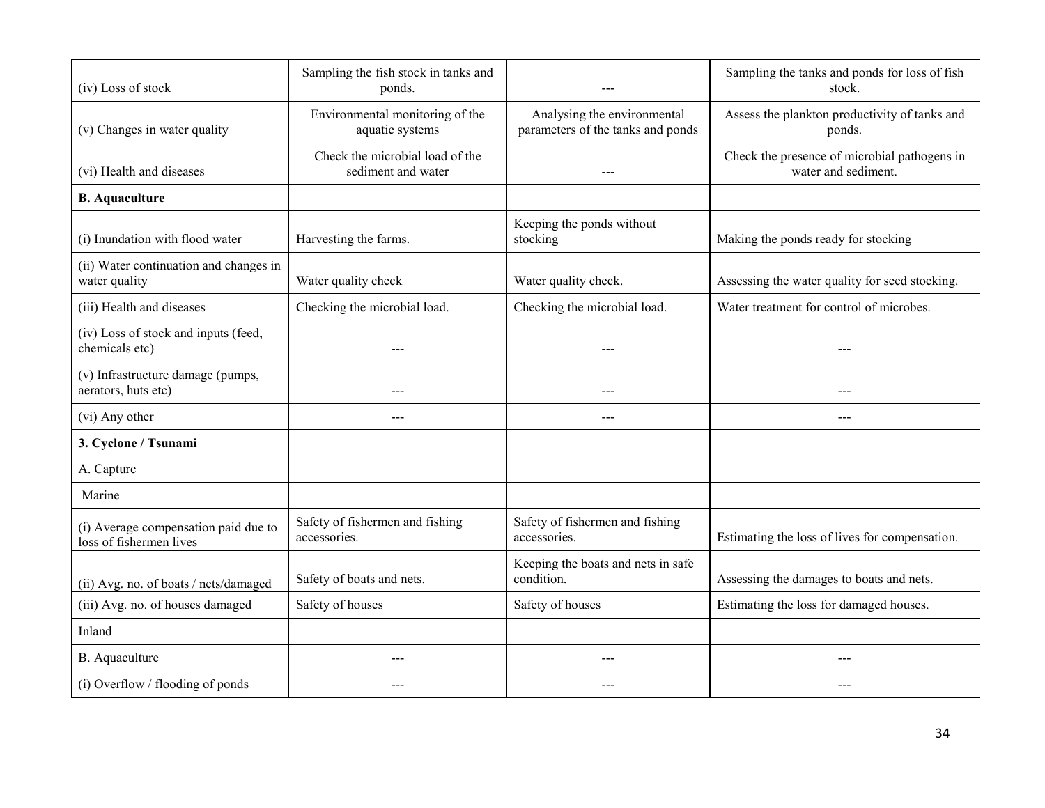| | | | |
|---|---|---|---|
| (iv) Loss of stock | Sampling the fish stock in tanks and ponds. | --- | Sampling the tanks and ponds for loss of fish stock. |
| (v) Changes in water quality | Environmental monitoring of the aquatic systems | Analysing the environmental parameters of the tanks and ponds | Assess the plankton productivity of tanks and ponds. |
| (vi) Health and diseases | Check the microbial load of the sediment and water | --- | Check the presence of microbial pathogens in water and sediment. |
| **B. Aquaculture** | | | |
| (i) Inundation with flood water | Harvesting the farms. | Keeping the ponds without stocking | Making the ponds ready for stocking |
| (ii) Water continuation and changes in water quality | Water quality check | Water quality check. | Assessing the water quality for seed stocking. |
| (iii) Health and diseases | Checking the microbial load. | Checking the microbial load. | Water treatment for control of microbes. |
| (iv) Loss of stock and inputs (feed, chemicals etc) | --- | --- | --- |
| (v) Infrastructure damage (pumps, aerators, huts etc) | --- | --- | --- |
| (vi) Any other | --- | --- | --- |
| **3. Cyclone / Tsunami** | | | |
| A. Capture | | | |
| Marine | | | |
| (i) Average compensation paid due to loss of fishermen lives | Safety of fishermen and fishing accessories. | Safety of fishermen and fishing accessories. | Estimating the loss of lives for compensation. |
| (ii) Avg. no. of boats / nets/damaged | Safety of boats and nets. | Keeping the boats and nets in safe condition. | Assessing the damages to boats and nets. |
| (iii) Avg. no. of houses damaged | Safety of houses | Safety of houses | Estimating the loss for damaged houses. |
| Inland | | | |
| B. Aquaculture | --- | --- | --- |
| (i) Overflow / flooding of ponds | --- | --- | --- |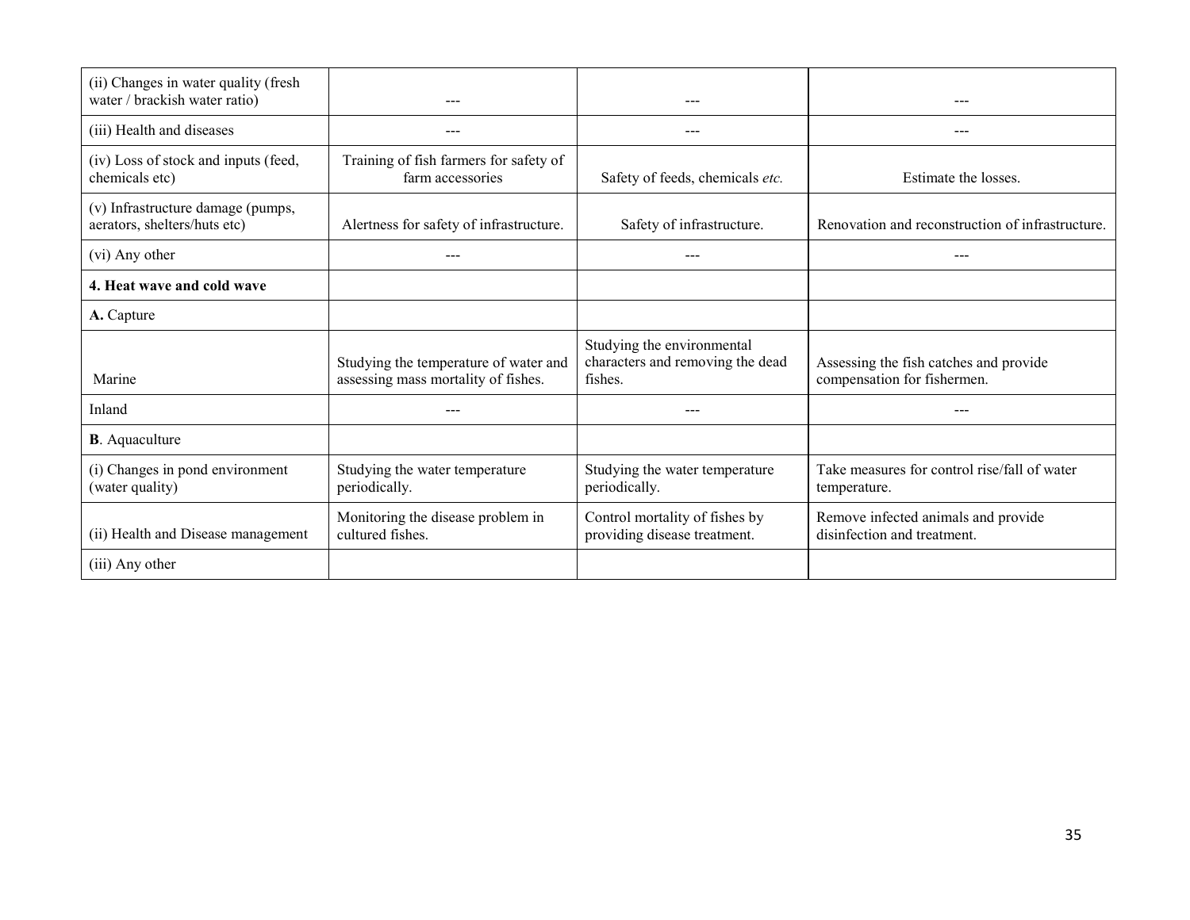| | | | |
|---|---|---|---|
| (ii) Changes in water quality (fresh water / brackish water ratio) | --- | --- | --- |
| (iii) Health and diseases | --- | --- | --- |
| (iv) Loss of stock and inputs (feed, chemicals etc) | Training of fish farmers for safety of farm accessories | Safety of feeds, chemicals *etc.* | Estimate the losses. |
| (v) Infrastructure damage (pumps, aerators, shelters/huts etc) | Alertness for safety of infrastructure. | Safety of infrastructure. | Renovation and reconstruction of infrastructure. |
| (vi) Any other | --- | --- | --- |
| **4. Heat wave and cold wave** | | | |
| **A.** Capture | | | |
| Marine | Studying the temperature of water and assessing mass mortality of fishes. | Studying the environmental characters and removing the dead fishes. | Assessing the fish catches and provide compensation for fishermen. |
| Inland | --- | --- | --- |
| **B**. Aquaculture | | | |
| (i) Changes in pond environment (water quality) | Studying the water temperature periodically. | Studying the water temperature periodically. | Take measures for control rise/fall of water temperature. |
| (ii) Health and Disease management | Monitoring the disease problem in cultured fishes. | Control mortality of fishes by providing disease treatment. | Remove infected animals and provide disinfection and treatment. |
| (iii) Any other | | | |